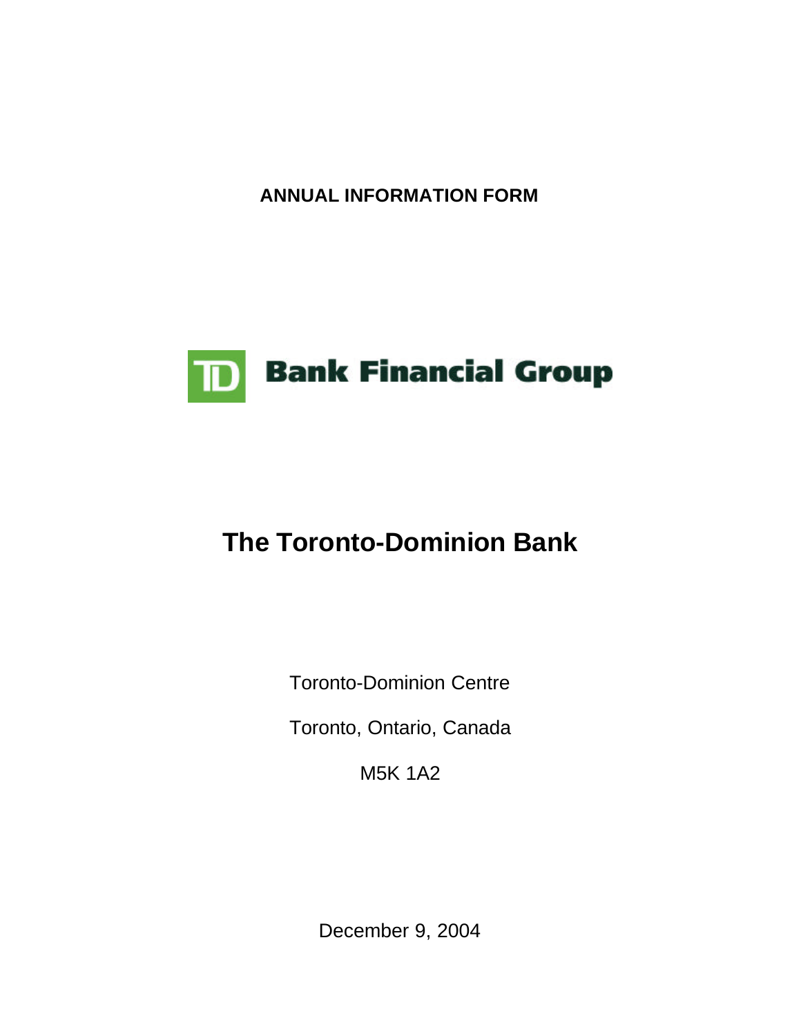**ANNUAL INFORMATION FORM**

TD Bank Financial Group

# The Toronto-Dominion Bank

Toronto-Dominion Centre

Toronto, Ontario, Canada

M5K 1A2

December 9, 2004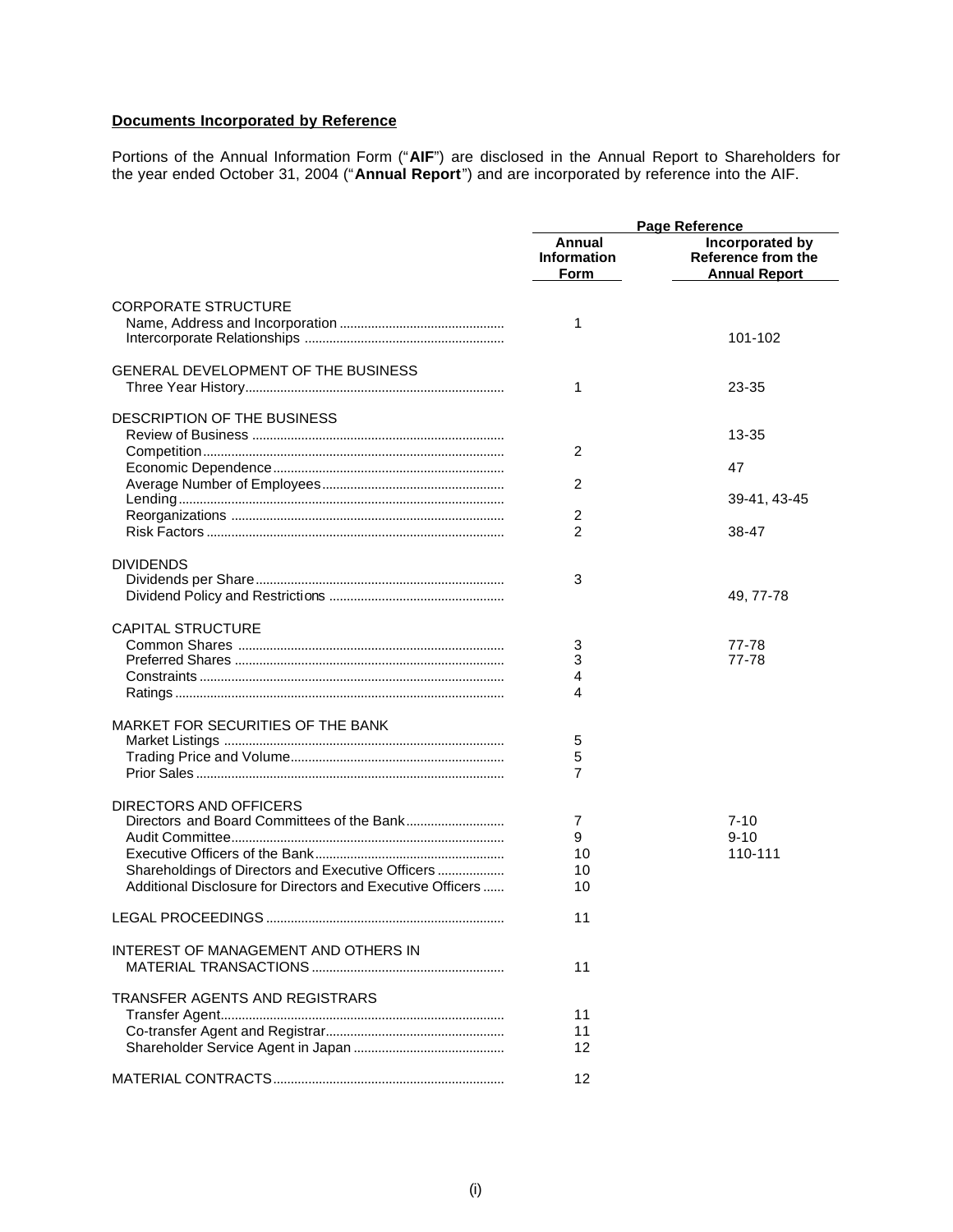**Documents Incorporated by Reference**

Portions of the Annual Information Form ("**AIF**") are disclosed in the Annual Report to Shareholders for the year ended October 31, 2004 ("**Annual Report**") and are incorporated by reference into the AIF.

| | Page Reference | |
|---|---|---|
| | **Annual Information Form** | **Incorporated by Reference from the Annual Report** |
| CORPORATE STRUCTURE | | |
| Name, Address and Incorporation | 1 | |
| Intercorporate Relationships | | 101-102 |
| GENERAL DEVELOPMENT OF THE BUSINESS | | |
| Three Year History | 1 | 23-35 |
| DESCRIPTION OF THE BUSINESS | | |
| Review of Business | | 13-35 |
| Competition | 2 | |
| Economic Dependence | | 47 |
| Average Number of Employees | 2 | |
| Lending | | 39-41, 43-45 |
| Reorganizations | 2 | |
| Risk Factors | 2 | 38-47 |
| DIVIDENDS | | |
| Dividends per Share | 3 | |
| Dividend Policy and Restrictions | | 49, 77-78 |
| CAPITAL STRUCTURE | | |
| Common Shares | 3 | 77-78 |
| Preferred Shares | 3 | 77-78 |
| Constraints | 4 | |
| Ratings | 4 | |
| MARKET FOR SECURITIES OF THE BANK | | |
| Market Listings | 5 | |
| Trading Price and Volume | 5 | |
| Prior Sales | 7 | |
| DIRECTORS AND OFFICERS | | |
| Directors and Board Committees of the Bank | 7 | 7-10 |
| Audit Committee | 9 | 9-10 |
| Executive Officers of the Bank | 10 | 110-111 |
| Shareholdings of Directors and Executive Officers | 10 | |
| Additional Disclosure for Directors and Executive Officers | 10 | |
| LEGAL PROCEEDINGS | 11 | |
| INTEREST OF MANAGEMENT AND OTHERS IN MATERIAL TRANSACTIONS | 11 | |
| TRANSFER AGENTS AND REGISTRARS | | |
| Transfer Agent | 11 | |
| Co-transfer Agent and Registrar | 11 | |
| Shareholder Service Agent in Japan | 12 | |
| MATERIAL CONTRACTS | 12 | |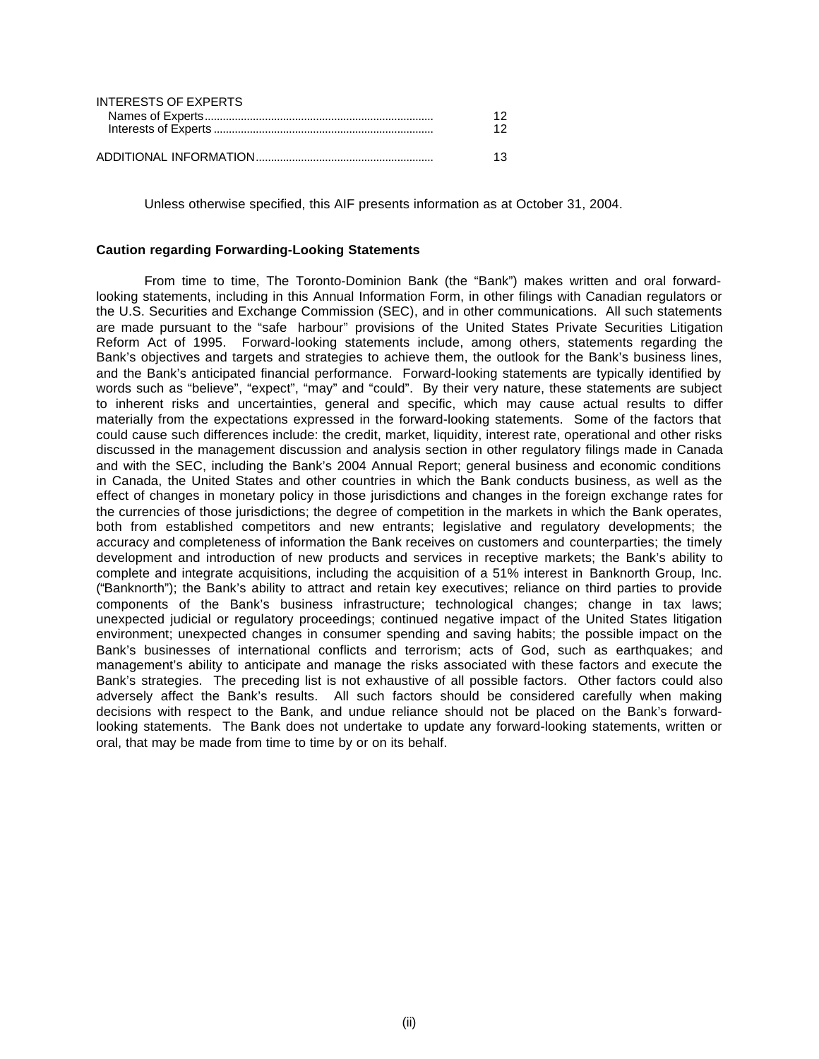| | |
|---|---|
| INTERESTS OF EXPERTS | |
| Names of Experts | 12 |
| Interests of Experts | 12 |
| ADDITIONAL INFORMATION | 13 |

Unless otherwise specified, this AIF presents information as at October 31, 2004.

**Caution regarding Forwarding-Looking Statements**

From time to time, The Toronto-Dominion Bank (the "Bank") makes written and oral forward-looking statements, including in this Annual Information Form, in other filings with Canadian regulators or the U.S. Securities and Exchange Commission (SEC), and in other communications. All such statements are made pursuant to the "safe harbour" provisions of the United States Private Securities Litigation Reform Act of 1995. Forward-looking statements include, among others, statements regarding the Bank's objectives and targets and strategies to achieve them, the outlook for the Bank's business lines, and the Bank's anticipated financial performance. Forward-looking statements are typically identified by words such as "believe", "expect", "may" and "could". By their very nature, these statements are subject to inherent risks and uncertainties, general and specific, which may cause actual results to differ materially from the expectations expressed in the forward-looking statements. Some of the factors that could cause such differences include: the credit, market, liquidity, interest rate, operational and other risks discussed in the management discussion and analysis section in other regulatory filings made in Canada and with the SEC, including the Bank's 2004 Annual Report; general business and economic conditions in Canada, the United States and other countries in which the Bank conducts business, as well as the effect of changes in monetary policy in those jurisdictions and changes in the foreign exchange rates for the currencies of those jurisdictions; the degree of competition in the markets in which the Bank operates, both from established competitors and new entrants; legislative and regulatory developments; the accuracy and completeness of information the Bank receives on customers and counterparties; the timely development and introduction of new products and services in receptive markets; the Bank's ability to complete and integrate acquisitions, including the acquisition of a 51% interest in Banknorth Group, Inc. ("Banknorth"); the Bank's ability to attract and retain key executives; reliance on third parties to provide components of the Bank's business infrastructure; technological changes; change in tax laws; unexpected judicial or regulatory proceedings; continued negative impact of the United States litigation environment; unexpected changes in consumer spending and saving habits; the possible impact on the Bank's businesses of international conflicts and terrorism; acts of God, such as earthquakes; and management's ability to anticipate and manage the risks associated with these factors and execute the Bank's strategies. The preceding list is not exhaustive of all possible factors. Other factors could also adversely affect the Bank's results. All such factors should be considered carefully when making decisions with respect to the Bank, and undue reliance should not be placed on the Bank's forward-looking statements. The Bank does not undertake to update any forward-looking statements, written or oral, that may be made from time to time by or on its behalf.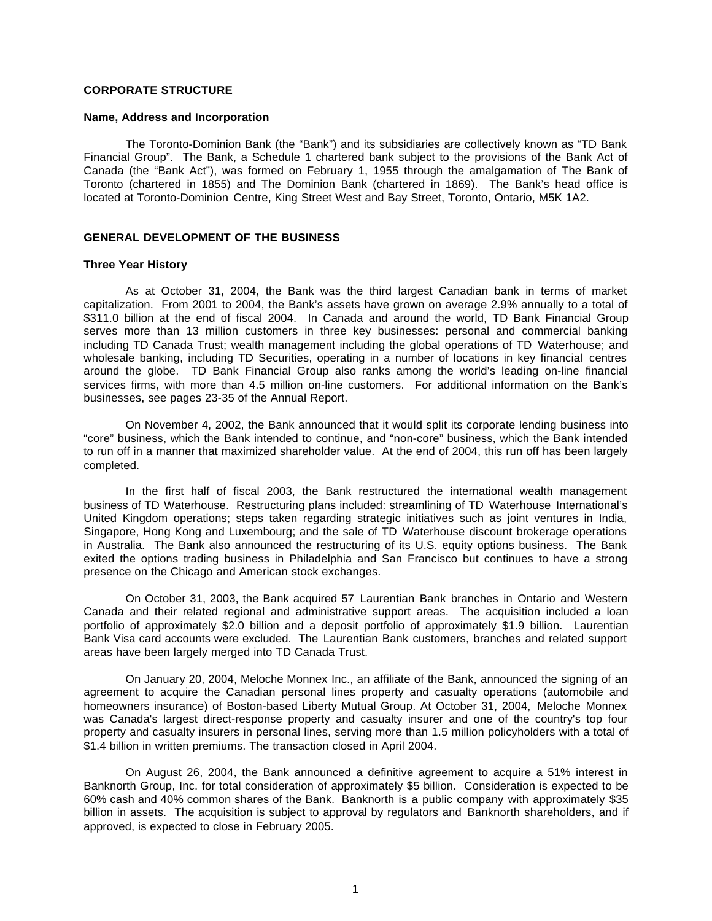## CORPORATE STRUCTURE

### Name, Address and Incorporation

The Toronto-Dominion Bank (the "Bank") and its subsidiaries are collectively known as "TD Bank Financial Group". The Bank, a Schedule 1 chartered bank subject to the provisions of the Bank Act of Canada (the "Bank Act"), was formed on February 1, 1955 through the amalgamation of The Bank of Toronto (chartered in 1855) and The Dominion Bank (chartered in 1869). The Bank's head office is located at Toronto-Dominion Centre, King Street West and Bay Street, Toronto, Ontario, M5K 1A2.

## GENERAL DEVELOPMENT OF THE BUSINESS

### Three Year History

As at October 31, 2004, the Bank was the third largest Canadian bank in terms of market capitalization. From 2001 to 2004, the Bank's assets have grown on average 2.9% annually to a total of $311.0 billion at the end of fiscal 2004. In Canada and around the world, TD Bank Financial Group serves more than 13 million customers in three key businesses: personal and commercial banking including TD Canada Trust; wealth management including the global operations of TD Waterhouse; and wholesale banking, including TD Securities, operating in a number of locations in key financial centres around the globe. TD Bank Financial Group also ranks among the world's leading on-line financial services firms, with more than 4.5 million on-line customers. For additional information on the Bank's businesses, see pages 23-35 of the Annual Report.

On November 4, 2002, the Bank announced that it would split its corporate lending business into "core" business, which the Bank intended to continue, and "non-core" business, which the Bank intended to run off in a manner that maximized shareholder value. At the end of 2004, this run off has been largely completed.

In the first half of fiscal 2003, the Bank restructured the international wealth management business of TD Waterhouse. Restructuring plans included: streamlining of TD Waterhouse International's United Kingdom operations; steps taken regarding strategic initiatives such as joint ventures in India, Singapore, Hong Kong and Luxembourg; and the sale of TD Waterhouse discount brokerage operations in Australia. The Bank also announced the restructuring of its U.S. equity options business. The Bank exited the options trading business in Philadelphia and San Francisco but continues to have a strong presence on the Chicago and American stock exchanges.

On October 31, 2003, the Bank acquired 57 Laurentian Bank branches in Ontario and Western Canada and their related regional and administrative support areas. The acquisition included a loan portfolio of approximately $2.0 billion and a deposit portfolio of approximately $1.9 billion. Laurentian Bank Visa card accounts were excluded. The Laurentian Bank customers, branches and related support areas have been largely merged into TD Canada Trust.

On January 20, 2004, Meloche Monnex Inc., an affiliate of the Bank, announced the signing of an agreement to acquire the Canadian personal lines property and casualty operations (automobile and homeowners insurance) of Boston-based Liberty Mutual Group. At October 31, 2004, Meloche Monnex was Canada's largest direct-response property and casualty insurer and one of the country's top four property and casualty insurers in personal lines, serving more than 1.5 million policyholders with a total of $1.4 billion in written premiums. The transaction closed in April 2004.

On August 26, 2004, the Bank announced a definitive agreement to acquire a 51% interest in Banknorth Group, Inc. for total consideration of approximately $5 billion. Consideration is expected to be 60% cash and 40% common shares of the Bank. Banknorth is a public company with approximately $35 billion in assets. The acquisition is subject to approval by regulators and Banknorth shareholders, and if approved, is expected to close in February 2005.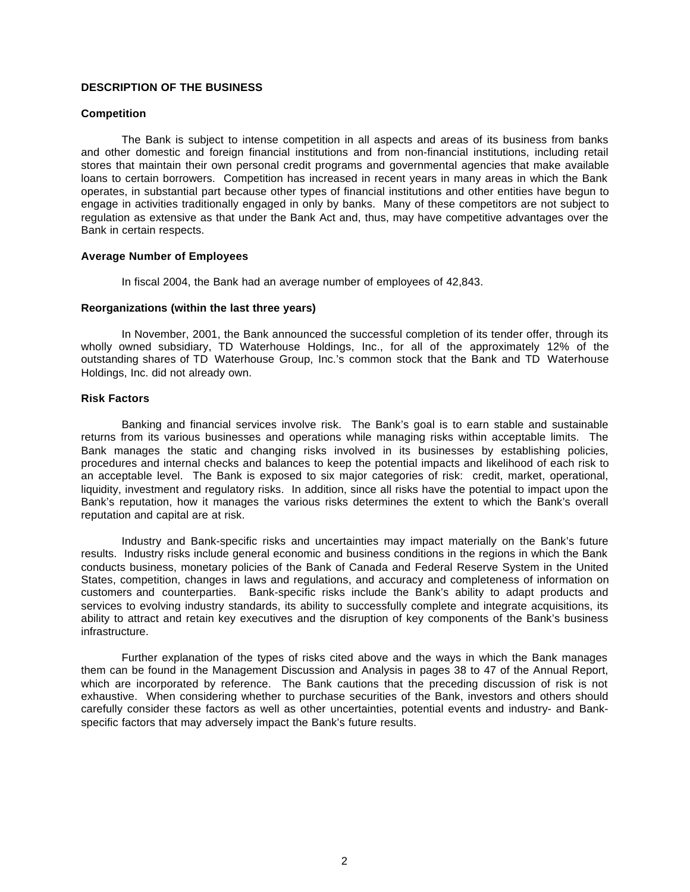## DESCRIPTION OF THE BUSINESS

### Competition

The Bank is subject to intense competition in all aspects and areas of its business from banks and other domestic and foreign financial institutions and from non-financial institutions, including retail stores that maintain their own personal credit programs and governmental agencies that make available loans to certain borrowers. Competition has increased in recent years in many areas in which the Bank operates, in substantial part because other types of financial institutions and other entities have begun to engage in activities traditionally engaged in only by banks. Many of these competitors are not subject to regulation as extensive as that under the Bank Act and, thus, may have competitive advantages over the Bank in certain respects.

### Average Number of Employees

In fiscal 2004, the Bank had an average number of employees of 42,843.

### Reorganizations (within the last three years)

In November, 2001, the Bank announced the successful completion of its tender offer, through its wholly owned subsidiary, TD Waterhouse Holdings, Inc., for all of the approximately 12% of the outstanding shares of TD Waterhouse Group, Inc.'s common stock that the Bank and TD Waterhouse Holdings, Inc. did not already own.

### Risk Factors

Banking and financial services involve risk. The Bank's goal is to earn stable and sustainable returns from its various businesses and operations while managing risks within acceptable limits. The Bank manages the static and changing risks involved in its businesses by establishing policies, procedures and internal checks and balances to keep the potential impacts and likelihood of each risk to an acceptable level. The Bank is exposed to six major categories of risk: credit, market, operational, liquidity, investment and regulatory risks. In addition, since all risks have the potential to impact upon the Bank's reputation, how it manages the various risks determines the extent to which the Bank's overall reputation and capital are at risk.

Industry and Bank-specific risks and uncertainties may impact materially on the Bank's future results. Industry risks include general economic and business conditions in the regions in which the Bank conducts business, monetary policies of the Bank of Canada and Federal Reserve System in the United States, competition, changes in laws and regulations, and accuracy and completeness of information on customers and counterparties. Bank-specific risks include the Bank's ability to adapt products and services to evolving industry standards, its ability to successfully complete and integrate acquisitions, its ability to attract and retain key executives and the disruption of key components of the Bank's business infrastructure.

Further explanation of the types of risks cited above and the ways in which the Bank manages them can be found in the Management Discussion and Analysis in pages 38 to 47 of the Annual Report, which are incorporated by reference. The Bank cautions that the preceding discussion of risk is not exhaustive. When considering whether to purchase securities of the Bank, investors and others should carefully consider these factors as well as other uncertainties, potential events and industry- and Bank-specific factors that may adversely impact the Bank's future results.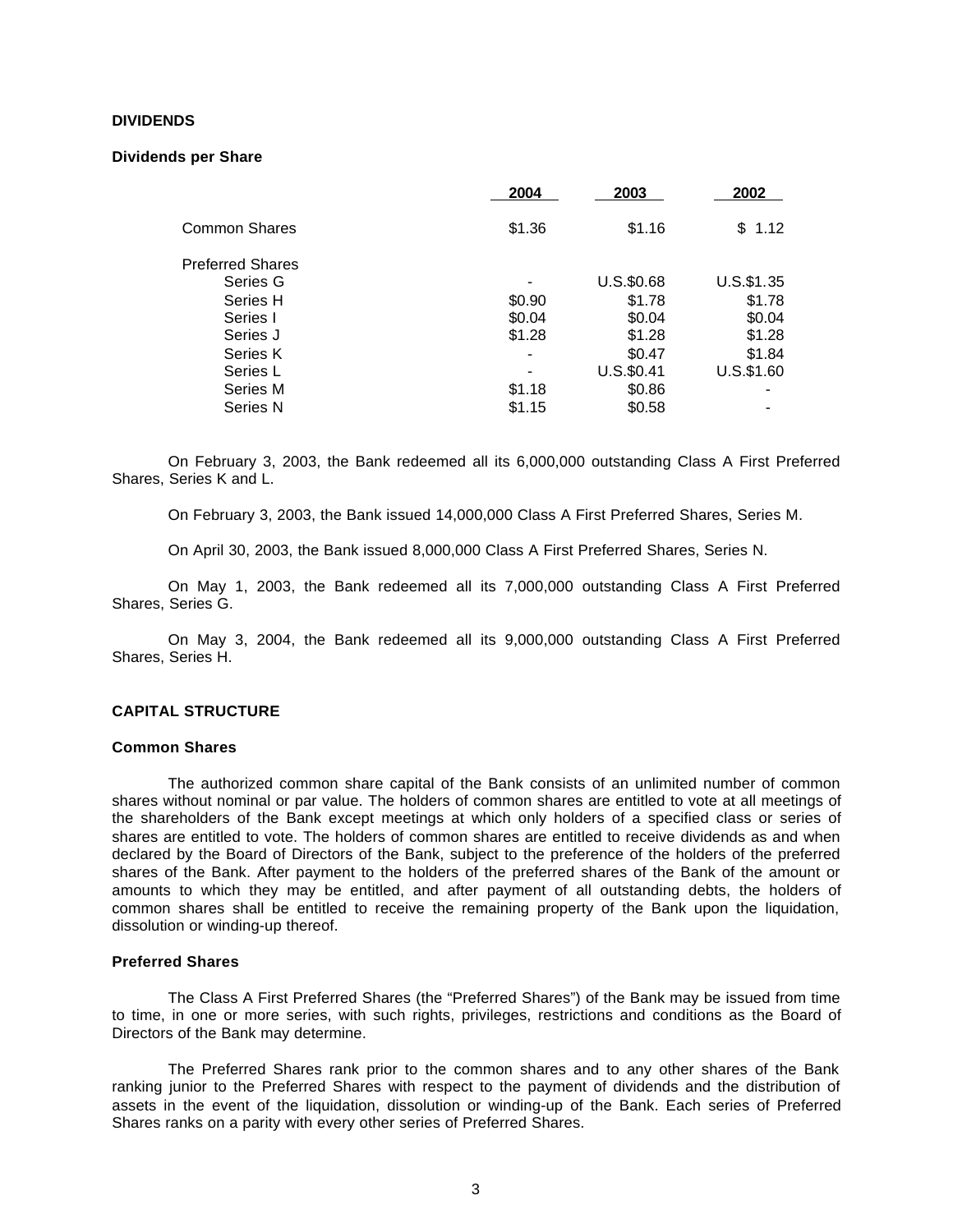**DIVIDENDS**

**Dividends per Share**

| | 2004 | 2003 | 2002 |
|---|---|---|---|
| Common Shares | $1.36 | $1.16 | $ 1.12 |
| Preferred Shares | | | |
| Series G | - | U.S.$0.68 | U.S.$1.35 |
| Series H | $0.90 | $1.78 | $1.78 |
| Series I | $0.04 | $0.04 | $0.04 |
| Series J | $1.28 | $1.28 | $1.28 |
| Series K | - | $0.47 | $1.84 |
| Series L | - | U.S.$0.41 | U.S.$1.60 |
| Series M | $1.18 | $0.86 | - |
| Series N | $1.15 | $0.58 | - |

On February 3, 2003, the Bank redeemed all its 6,000,000 outstanding Class A First Preferred Shares, Series K and L.

On February 3, 2003, the Bank issued 14,000,000 Class A First Preferred Shares, Series M.

On April 30, 2003, the Bank issued 8,000,000 Class A First Preferred Shares, Series N.

On May 1, 2003, the Bank redeemed all its 7,000,000 outstanding Class A First Preferred Shares, Series G.

On May 3, 2004, the Bank redeemed all its 9,000,000 outstanding Class A First Preferred Shares, Series H.

**CAPITAL STRUCTURE**

**Common Shares**

The authorized common share capital of the Bank consists of an unlimited number of common shares without nominal or par value. The holders of common shares are entitled to vote at all meetings of the shareholders of the Bank except meetings at which only holders of a specified class or series of shares are entitled to vote. The holders of common shares are entitled to receive dividends as and when declared by the Board of Directors of the Bank, subject to the preference of the holders of the preferred shares of the Bank. After payment to the holders of the preferred shares of the Bank of the amount or amounts to which they may be entitled, and after payment of all outstanding debts, the holders of common shares shall be entitled to receive the remaining property of the Bank upon the liquidation, dissolution or winding-up thereof.

**Preferred Shares**

The Class A First Preferred Shares (the "Preferred Shares") of the Bank may be issued from time to time, in one or more series, with such rights, privileges, restrictions and conditions as the Board of Directors of the Bank may determine.

The Preferred Shares rank prior to the common shares and to any other shares of the Bank ranking junior to the Preferred Shares with respect to the payment of dividends and the distribution of assets in the event of the liquidation, dissolution or winding-up of the Bank. Each series of Preferred Shares ranks on a parity with every other series of Preferred Shares.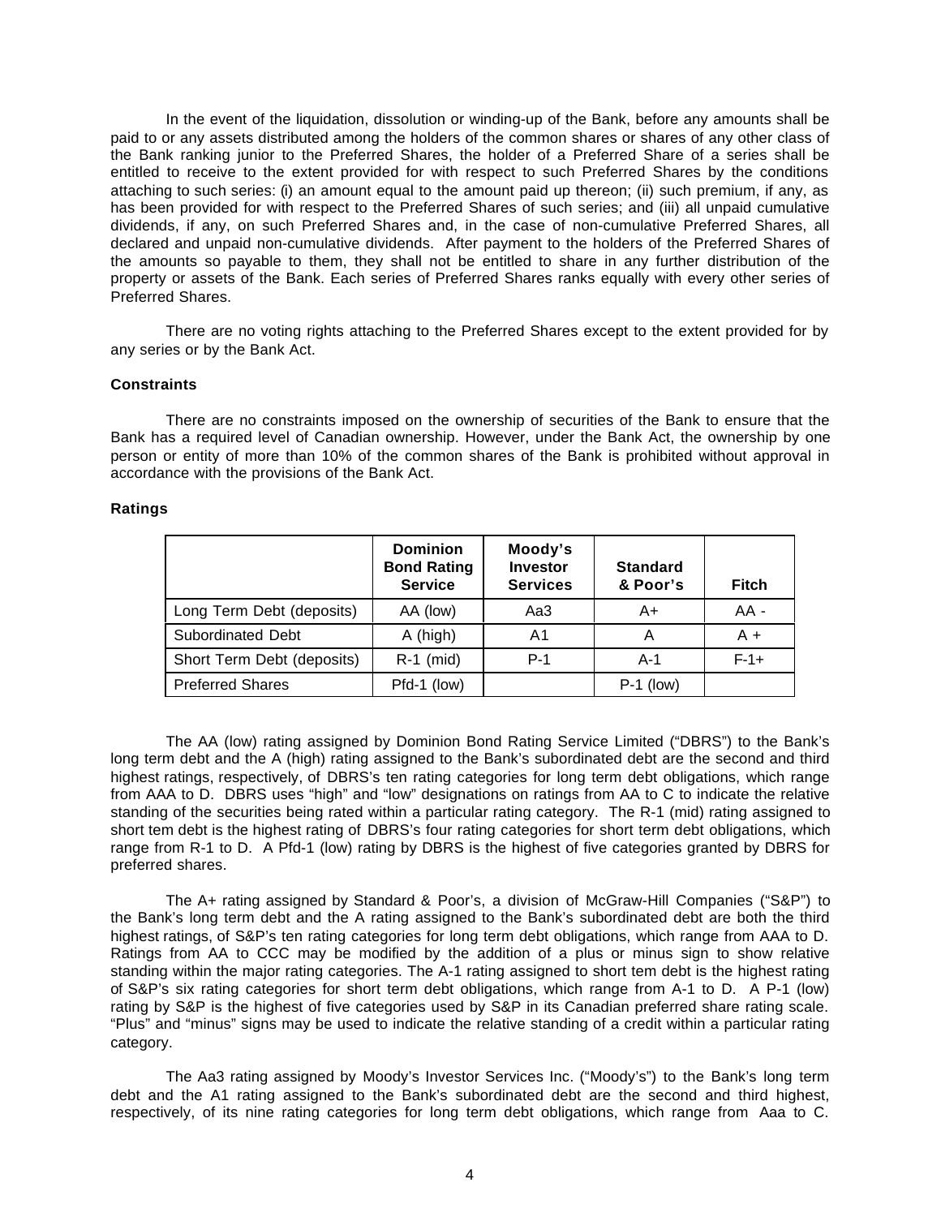In the event of the liquidation, dissolution or winding-up of the Bank, before any amounts shall be paid to or any assets distributed among the holders of the common shares or shares of any other class of the Bank ranking junior to the Preferred Shares, the holder of a Preferred Share of a series shall be entitled to receive to the extent provided for with respect to such Preferred Shares by the conditions attaching to such series: (i) an amount equal to the amount paid up thereon; (ii) such premium, if any, as has been provided for with respect to the Preferred Shares of such series; and (iii) all unpaid cumulative dividends, if any, on such Preferred Shares and, in the case of non-cumulative Preferred Shares, all declared and unpaid non-cumulative dividends. After payment to the holders of the Preferred Shares of the amounts so payable to them, they shall not be entitled to share in any further distribution of the property or assets of the Bank. Each series of Preferred Shares ranks equally with every other series of Preferred Shares.

There are no voting rights attaching to the Preferred Shares except to the extent provided for by any series or by the Bank Act.

**Constraints**

There are no constraints imposed on the ownership of securities of the Bank to ensure that the Bank has a required level of Canadian ownership. However, under the Bank Act, the ownership by one person or entity of more than 10% of the common shares of the Bank is prohibited without approval in accordance with the provisions of the Bank Act.

**Ratings**

| | Dominion Bond Rating Service | Moody's Investor Services | Standard & Poor's | Fitch |
|---|---|---|---|---|
| Long Term Debt (deposits) | AA (low) | Aa3 | A+ | AA - |
| Subordinated Debt | A (high) | A1 | A | A + |
| Short Term Debt (deposits) | R-1 (mid) | P-1 | A-1 | F-1+ |
| Preferred Shares | Pfd-1 (low) | | P-1 (low) | |

The AA (low) rating assigned by Dominion Bond Rating Service Limited ("DBRS") to the Bank's long term debt and the A (high) rating assigned to the Bank's subordinated debt are the second and third highest ratings, respectively, of DBRS's ten rating categories for long term debt obligations, which range from AAA to D. DBRS uses "high" and "low" designations on ratings from AA to C to indicate the relative standing of the securities being rated within a particular rating category. The R-1 (mid) rating assigned to short tem debt is the highest rating of DBRS's four rating categories for short term debt obligations, which range from R-1 to D. A Pfd-1 (low) rating by DBRS is the highest of five categories granted by DBRS for preferred shares.

The A+ rating assigned by Standard & Poor's, a division of McGraw-Hill Companies ("S&P") to the Bank's long term debt and the A rating assigned to the Bank's subordinated debt are both the third highest ratings, of S&P's ten rating categories for long term debt obligations, which range from AAA to D. Ratings from AA to CCC may be modified by the addition of a plus or minus sign to show relative standing within the major rating categories. The A-1 rating assigned to short tem debt is the highest rating of S&P's six rating categories for short term debt obligations, which range from A-1 to D. A P-1 (low) rating by S&P is the highest of five categories used by S&P in its Canadian preferred share rating scale. "Plus" and "minus" signs may be used to indicate the relative standing of a credit within a particular rating category.

The Aa3 rating assigned by Moody's Investor Services Inc. ("Moody's") to the Bank's long term debt and the A1 rating assigned to the Bank's subordinated debt are the second and third highest, respectively, of its nine rating categories for long term debt obligations, which range from Aaa to C.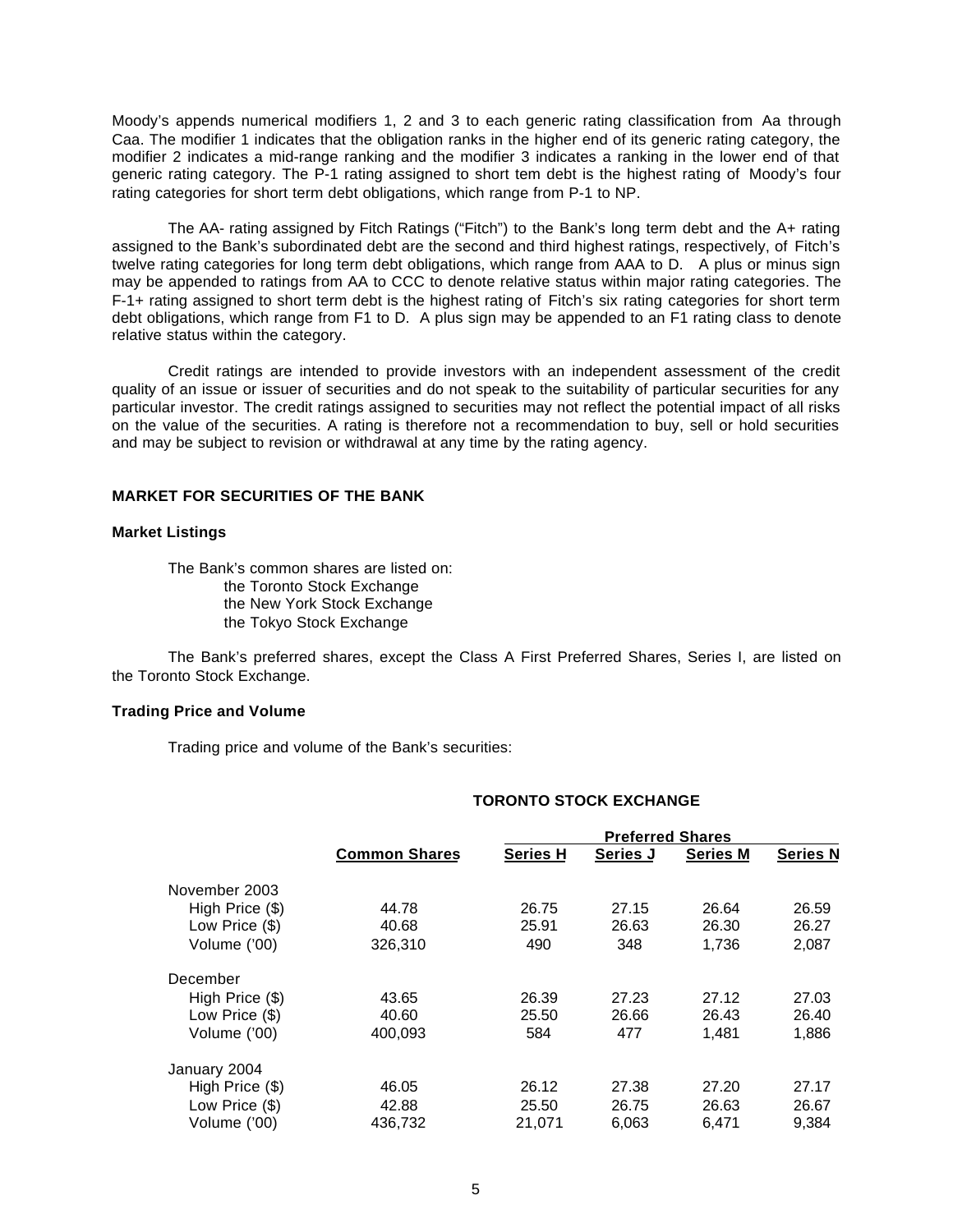Moody's appends numerical modifiers 1, 2 and 3 to each generic rating classification from Aa through Caa. The modifier 1 indicates that the obligation ranks in the higher end of its generic rating category, the modifier 2 indicates a mid-range ranking and the modifier 3 indicates a ranking in the lower end of that generic rating category. The P-1 rating assigned to short tem debt is the highest rating of Moody's four rating categories for short term debt obligations, which range from P-1 to NP.

The AA- rating assigned by Fitch Ratings ("Fitch") to the Bank's long term debt and the A+ rating assigned to the Bank's subordinated debt are the second and third highest ratings, respectively, of Fitch's twelve rating categories for long term debt obligations, which range from AAA to D. A plus or minus sign may be appended to ratings from AA to CCC to denote relative status within major rating categories. The F-1+ rating assigned to short term debt is the highest rating of Fitch's six rating categories for short term debt obligations, which range from F1 to D. A plus sign may be appended to an F1 rating class to denote relative status within the category.

Credit ratings are intended to provide investors with an independent assessment of the credit quality of an issue or issuer of securities and do not speak to the suitability of particular securities for any particular investor. The credit ratings assigned to securities may not reflect the potential impact of all risks on the value of the securities. A rating is therefore not a recommendation to buy, sell or hold securities and may be subject to revision or withdrawal at any time by the rating agency.

## MARKET FOR SECURITIES OF THE BANK

### Market Listings

The Bank's common shares are listed on:
- the Toronto Stock Exchange
- the New York Stock Exchange
- the Tokyo Stock Exchange

The Bank's preferred shares, except the Class A First Preferred Shares, Series I, are listed on the Toronto Stock Exchange.

### Trading Price and Volume

Trading price and volume of the Bank's securities:

**TORONTO STOCK EXCHANGE**

| | | Preferred Shares | | | |
|---|---|---|---|---|---|
| | **Common Shares** | **Series H** | **Series J** | **Series M** | **Series N** |
| November 2003 | | | | | |
| High Price ($) | 44.78 | 26.75 | 27.15 | 26.64 | 26.59 |
| Low Price ($) | 40.68 | 25.91 | 26.63 | 26.30 | 26.27 |
| Volume ('00) | 326,310 | 490 | 348 | 1,736 | 2,087 |
| December | | | | | |
| High Price ($) | 43.65 | 26.39 | 27.23 | 27.12 | 27.03 |
| Low Price ($) | 40.60 | 25.50 | 26.66 | 26.43 | 26.40 |
| Volume ('00) | 400,093 | 584 | 477 | 1,481 | 1,886 |
| January 2004 | | | | | |
| High Price ($) | 46.05 | 26.12 | 27.38 | 27.20 | 27.17 |
| Low Price ($) | 42.88 | 25.50 | 26.75 | 26.63 | 26.67 |
| Volume ('00) | 436,732 | 21,071 | 6,063 | 6,471 | 9,384 |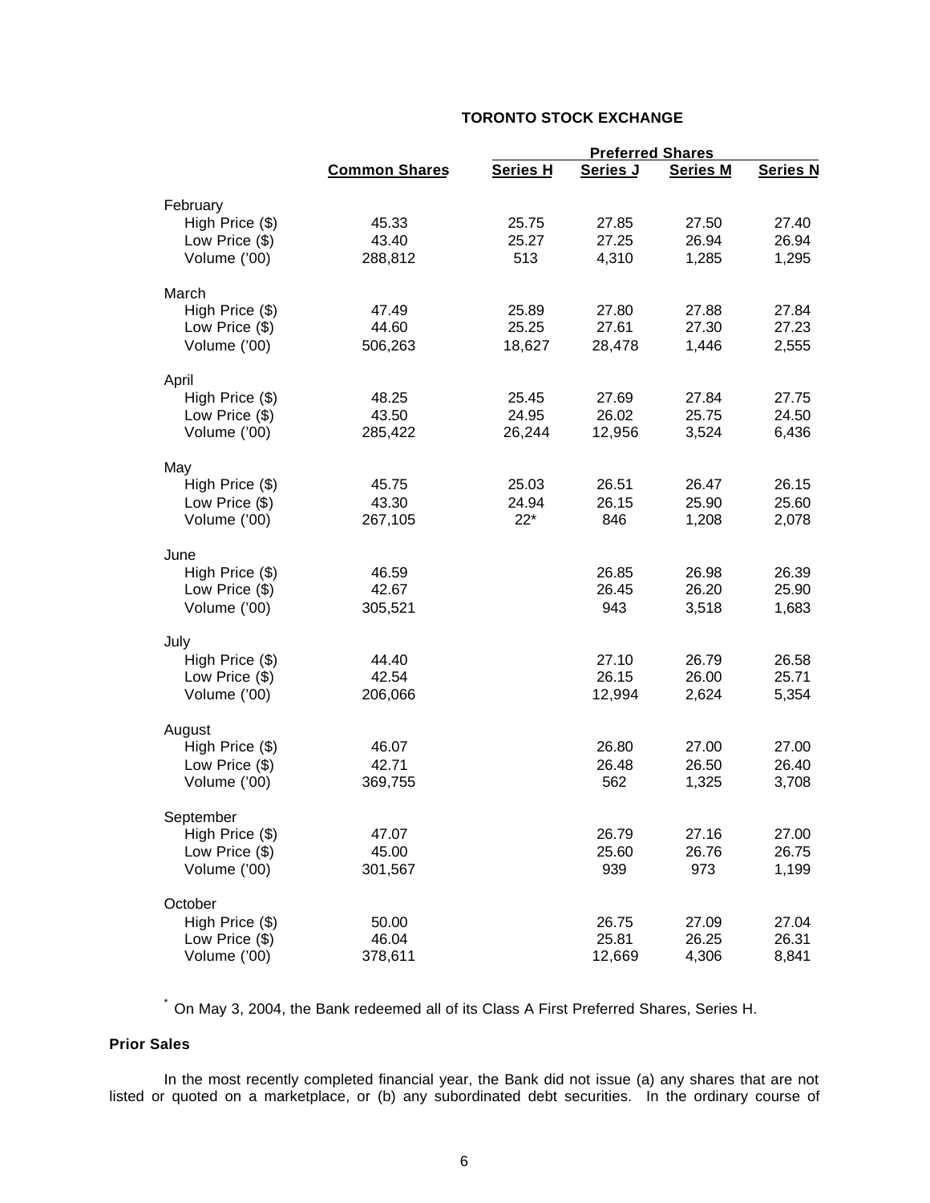### TORONTO STOCK EXCHANGE

| | Common Shares | Preferred Shares | | | |
|---|---|---|---|---|---|
| | | **Series H** | **Series J** | **Series M** | **Series N** |
| **February** | | | | | |
| High Price ($) | 45.33 | 25.75 | 27.85 | 27.50 | 27.40 |
| Low Price ($) | 43.40 | 25.27 | 27.25 | 26.94 | 26.94 |
| Volume ('00) | 288,812 | 513 | 4,310 | 1,285 | 1,295 |
| **March** | | | | | |
| High Price ($) | 47.49 | 25.89 | 27.80 | 27.88 | 27.84 |
| Low Price ($) | 44.60 | 25.25 | 27.61 | 27.30 | 27.23 |
| Volume ('00) | 506,263 | 18,627 | 28,478 | 1,446 | 2,555 |
| **April** | | | | | |
| High Price ($) | 48.25 | 25.45 | 27.69 | 27.84 | 27.75 |
| Low Price ($) | 43.50 | 24.95 | 26.02 | 25.75 | 24.50 |
| Volume ('00) | 285,422 | 26,244 | 12,956 | 3,524 | 6,436 |
| **May** | | | | | |
| High Price ($) | 45.75 | 25.03 | 26.51 | 26.47 | 26.15 |
| Low Price ($) | 43.30 | 24.94 | 26.15 | 25.90 | 25.60 |
| Volume ('00) | 267,105 | 22* | 846 | 1,208 | 2,078 |
| **June** | | | | | |
| High Price ($) | 46.59 | | 26.85 | 26.98 | 26.39 |
| Low Price ($) | 42.67 | | 26.45 | 26.20 | 25.90 |
| Volume ('00) | 305,521 | | 943 | 3,518 | 1,683 |
| **July** | | | | | |
| High Price ($) | 44.40 | | 27.10 | 26.79 | 26.58 |
| Low Price ($) | 42.54 | | 26.15 | 26.00 | 25.71 |
| Volume ('00) | 206,066 | | 12,994 | 2,624 | 5,354 |
| **August** | | | | | |
| High Price ($) | 46.07 | | 26.80 | 27.00 | 27.00 |
| Low Price ($) | 42.71 | | 26.48 | 26.50 | 26.40 |
| Volume ('00) | 369,755 | | 562 | 1,325 | 3,708 |
| **September** | | | | | |
| High Price ($) | 47.07 | | 26.79 | 27.16 | 27.00 |
| Low Price ($) | 45.00 | | 25.60 | 26.76 | 26.75 |
| Volume ('00) | 301,567 | | 939 | 973 | 1,199 |
| **October** | | | | | |
| High Price ($) | 50.00 | | 26.75 | 27.09 | 27.04 |
| Low Price ($) | 46.04 | | 25.81 | 26.25 | 26.31 |
| Volume ('00) | 378,611 | | 12,669 | 4,306 | 8,841 |

* On May 3, 2004, the Bank redeemed all of its Class A First Preferred Shares, Series H.

**Prior Sales**

In the most recently completed financial year, the Bank did not issue (a) any shares that are not listed or quoted on a marketplace, or (b) any subordinated debt securities. In the ordinary course of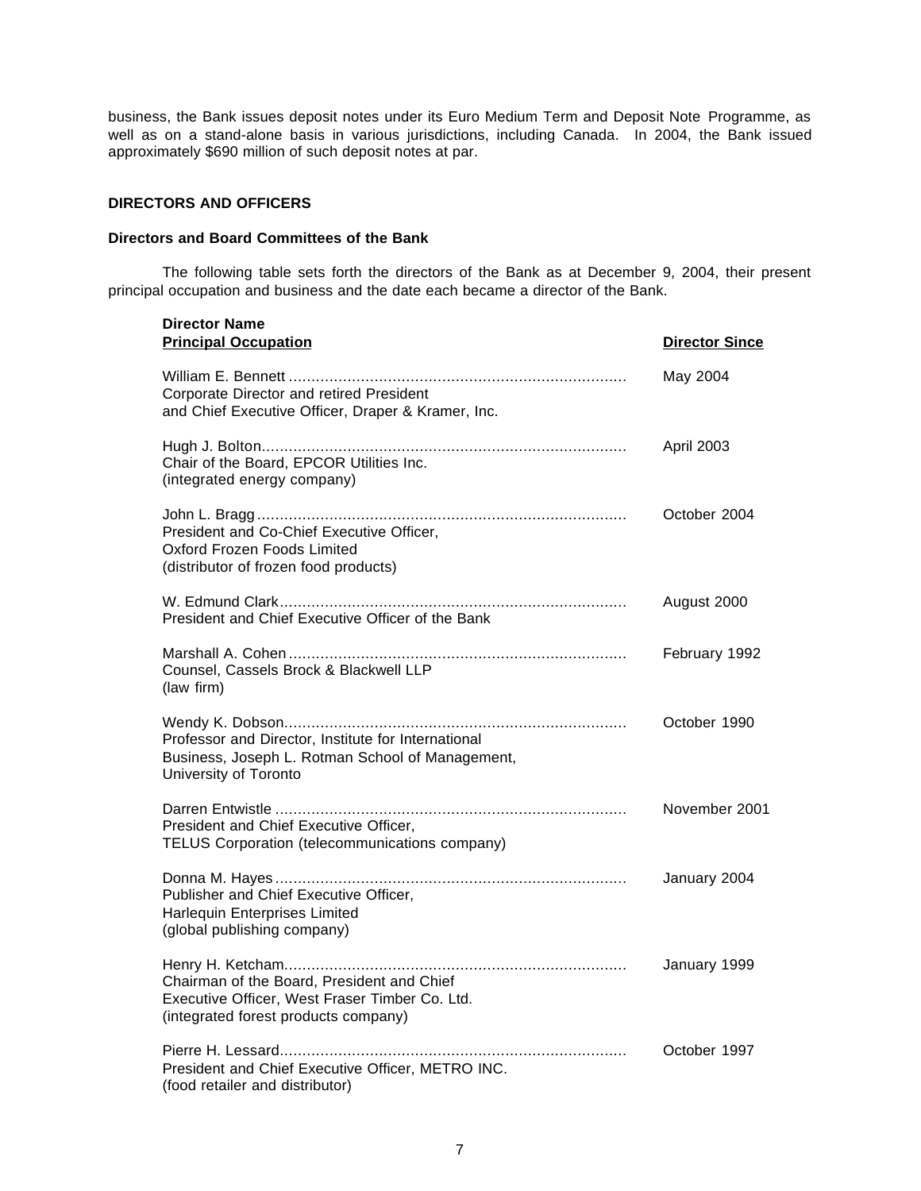business, the Bank issues deposit notes under its Euro Medium Term and Deposit Note Programme, as well as on a stand-alone basis in various jurisdictions, including Canada. In 2004, the Bank issued approximately $690 million of such deposit notes at par.

## DIRECTORS AND OFFICERS

### Directors and Board Committees of the Bank

The following table sets forth the directors of the Bank as at December 9, 2004, their present principal occupation and business and the date each became a director of the Bank.

| Director Name<br>Principal Occupation | Director Since |
|---|---|
| William E. Bennett<br>Corporate Director and retired President and Chief Executive Officer, Draper & Kramer, Inc. | May 2004 |
| Hugh J. Bolton<br>Chair of the Board, EPCOR Utilities Inc.<br>(integrated energy company) | April 2003 |
| John L. Bragg<br>President and Co-Chief Executive Officer, Oxford Frozen Foods Limited<br>(distributor of frozen food products) | October 2004 |
| W. Edmund Clark<br>President and Chief Executive Officer of the Bank | August 2000 |
| Marshall A. Cohen<br>Counsel, Cassels Brock & Blackwell LLP<br>(law firm) | February 1992 |
| Wendy K. Dobson<br>Professor and Director, Institute for International Business, Joseph L. Rotman School of Management, University of Toronto | October 1990 |
| Darren Entwistle<br>President and Chief Executive Officer, TELUS Corporation (telecommunications company) | November 2001 |
| Donna M. Hayes<br>Publisher and Chief Executive Officer, Harlequin Enterprises Limited<br>(global publishing company) | January 2004 |
| Henry H. Ketcham<br>Chairman of the Board, President and Chief Executive Officer, West Fraser Timber Co. Ltd.<br>(integrated forest products company) | January 1999 |
| Pierre H. Lessard<br>President and Chief Executive Officer, METRO INC.<br>(food retailer and distributor) | October 1997 |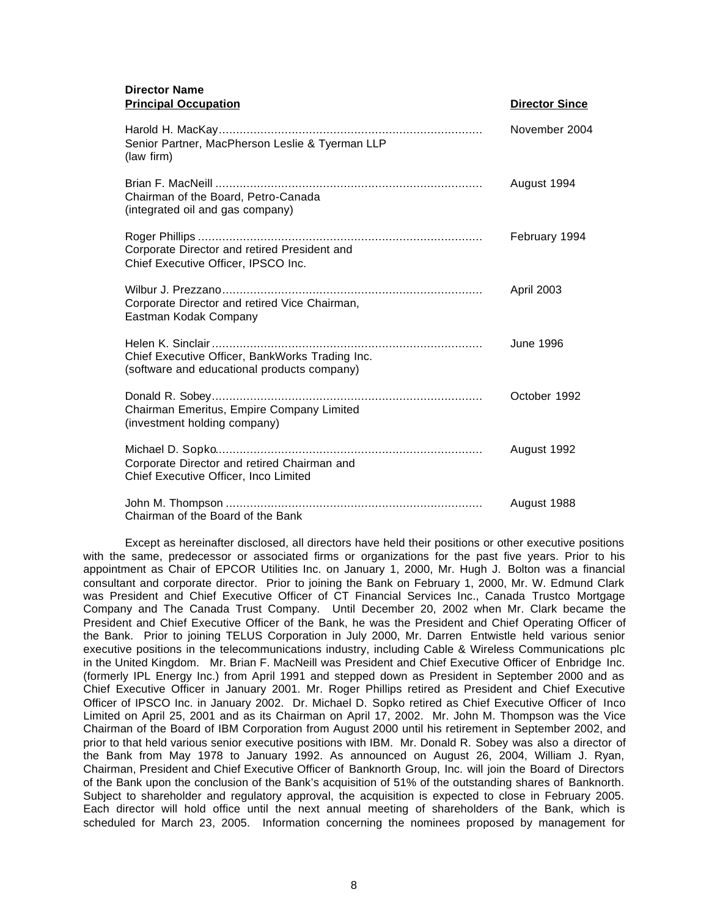| Director Name<br>**Principal Occupation** | **Director Since** |
| --- | --- |
| Harold H. MacKay<br>Senior Partner, MacPherson Leslie & Tyerman LLP<br>(law firm) | November 2004 |
| Brian F. MacNeill<br>Chairman of the Board, Petro-Canada<br>(integrated oil and gas company) | August 1994 |
| Roger Phillips<br>Corporate Director and retired President and<br>Chief Executive Officer, IPSCO Inc. | February 1994 |
| Wilbur J. Prezzano<br>Corporate Director and retired Vice Chairman,<br>Eastman Kodak Company | April 2003 |
| Helen K. Sinclair<br>Chief Executive Officer, BankWorks Trading Inc.<br>(software and educational products company) | June 1996 |
| Donald R. Sobey<br>Chairman Emeritus, Empire Company Limited<br>(investment holding company) | October 1992 |
| Michael D. Sopko<br>Corporate Director and retired Chairman and<br>Chief Executive Officer, Inco Limited | August 1992 |
| John M. Thompson<br>Chairman of the Board of the Bank | August 1988 |

Except as hereinafter disclosed, all directors have held their positions or other executive positions with the same, predecessor or associated firms or organizations for the past five years. Prior to his appointment as Chair of EPCOR Utilities Inc. on January 1, 2000, Mr. Hugh J. Bolton was a financial consultant and corporate director. Prior to joining the Bank on February 1, 2000, Mr. W. Edmund Clark was President and Chief Executive Officer of CT Financial Services Inc., Canada Trustco Mortgage Company and The Canada Trust Company. Until December 20, 2002 when Mr. Clark became the President and Chief Executive Officer of the Bank, he was the President and Chief Operating Officer of the Bank. Prior to joining TELUS Corporation in July 2000, Mr. Darren Entwistle held various senior executive positions in the telecommunications industry, including Cable & Wireless Communications plc in the United Kingdom. Mr. Brian F. MacNeill was President and Chief Executive Officer of Enbridge Inc. (formerly IPL Energy Inc.) from April 1991 and stepped down as President in September 2000 and as Chief Executive Officer in January 2001. Mr. Roger Phillips retired as President and Chief Executive Officer of IPSCO Inc. in January 2002. Dr. Michael D. Sopko retired as Chief Executive Officer of Inco Limited on April 25, 2001 and as its Chairman on April 17, 2002. Mr. John M. Thompson was the Vice Chairman of the Board of IBM Corporation from August 2000 until his retirement in September 2002, and prior to that held various senior executive positions with IBM. Mr. Donald R. Sobey was also a director of the Bank from May 1978 to January 1992. As announced on August 26, 2004, William J. Ryan, Chairman, President and Chief Executive Officer of Banknorth Group, Inc. will join the Board of Directors of the Bank upon the conclusion of the Bank's acquisition of 51% of the outstanding shares of Banknorth. Subject to shareholder and regulatory approval, the acquisition is expected to close in February 2005. Each director will hold office until the next annual meeting of shareholders of the Bank, which is scheduled for March 23, 2005. Information concerning the nominees proposed by management for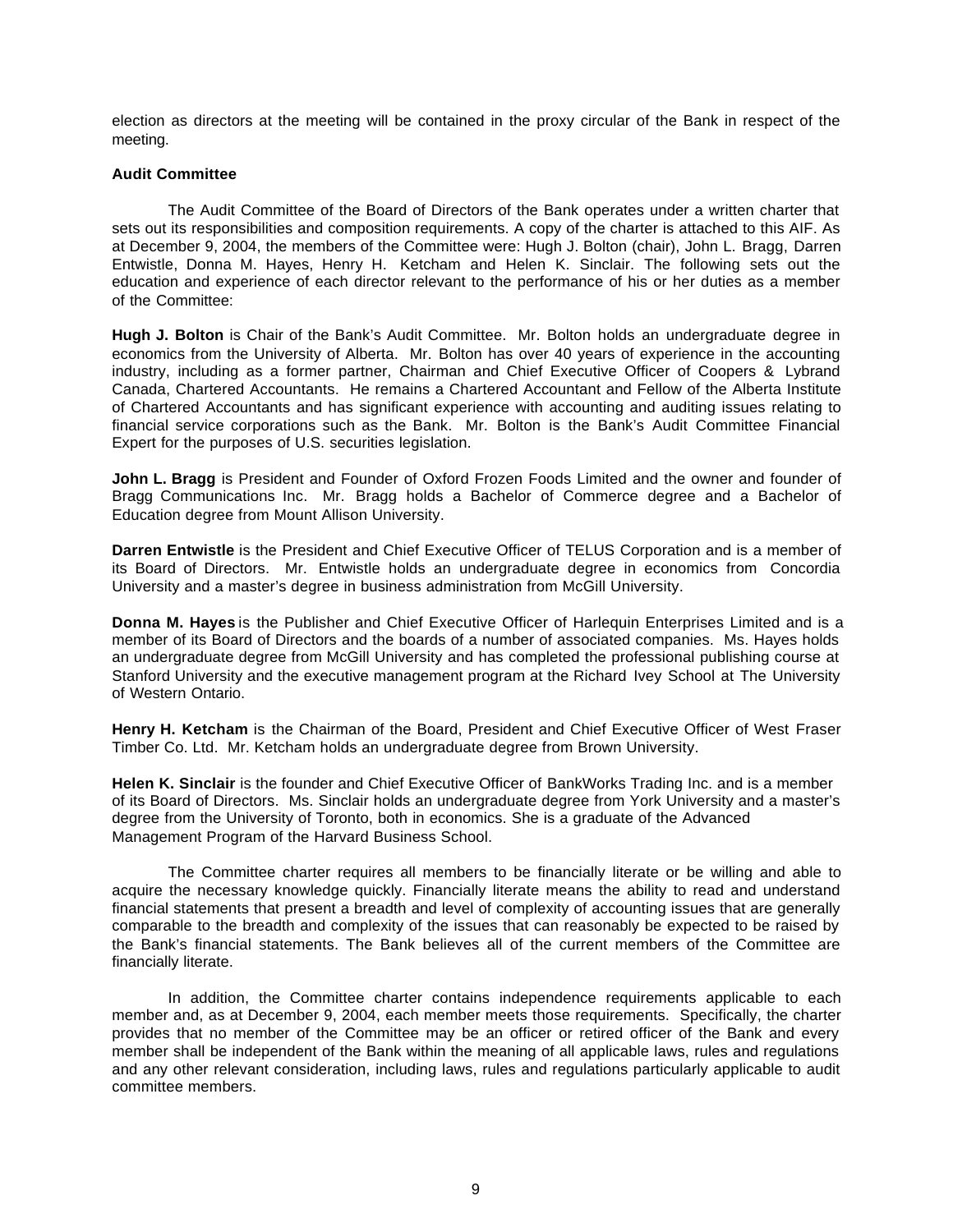election as directors at the meeting will be contained in the proxy circular of the Bank in respect of the meeting.

**Audit Committee**

The Audit Committee of the Board of Directors of the Bank operates under a written charter that sets out its responsibilities and composition requirements. A copy of the charter is attached to this AIF. As at December 9, 2004, the members of the Committee were: Hugh J. Bolton (chair), John L. Bragg, Darren Entwistle, Donna M. Hayes, Henry H. Ketcham and Helen K. Sinclair. The following sets out the education and experience of each director relevant to the performance of his or her duties as a member of the Committee:

**Hugh J. Bolton** is Chair of the Bank's Audit Committee. Mr. Bolton holds an undergraduate degree in economics from the University of Alberta. Mr. Bolton has over 40 years of experience in the accounting industry, including as a former partner, Chairman and Chief Executive Officer of Coopers & Lybrand Canada, Chartered Accountants. He remains a Chartered Accountant and Fellow of the Alberta Institute of Chartered Accountants and has significant experience with accounting and auditing issues relating to financial service corporations such as the Bank. Mr. Bolton is the Bank's Audit Committee Financial Expert for the purposes of U.S. securities legislation.

**John L. Bragg** is President and Founder of Oxford Frozen Foods Limited and the owner and founder of Bragg Communications Inc. Mr. Bragg holds a Bachelor of Commerce degree and a Bachelor of Education degree from Mount Allison University.

**Darren Entwistle** is the President and Chief Executive Officer of TELUS Corporation and is a member of its Board of Directors. Mr. Entwistle holds an undergraduate degree in economics from Concordia University and a master's degree in business administration from McGill University.

**Donna M. Hayes** is the Publisher and Chief Executive Officer of Harlequin Enterprises Limited and is a member of its Board of Directors and the boards of a number of associated companies. Ms. Hayes holds an undergraduate degree from McGill University and has completed the professional publishing course at Stanford University and the executive management program at the Richard Ivey School at The University of Western Ontario.

**Henry H. Ketcham** is the Chairman of the Board, President and Chief Executive Officer of West Fraser Timber Co. Ltd. Mr. Ketcham holds an undergraduate degree from Brown University.

**Helen K. Sinclair** is the founder and Chief Executive Officer of BankWorks Trading Inc. and is a member of its Board of Directors. Ms. Sinclair holds an undergraduate degree from York University and a master's degree from the University of Toronto, both in economics. She is a graduate of the Advanced Management Program of the Harvard Business School.

The Committee charter requires all members to be financially literate or be willing and able to acquire the necessary knowledge quickly. Financially literate means the ability to read and understand financial statements that present a breadth and level of complexity of accounting issues that are generally comparable to the breadth and complexity of the issues that can reasonably be expected to be raised by the Bank's financial statements. The Bank believes all of the current members of the Committee are financially literate.

In addition, the Committee charter contains independence requirements applicable to each member and, as at December 9, 2004, each member meets those requirements. Specifically, the charter provides that no member of the Committee may be an officer or retired officer of the Bank and every member shall be independent of the Bank within the meaning of all applicable laws, rules and regulations and any other relevant consideration, including laws, rules and regulations particularly applicable to audit committee members.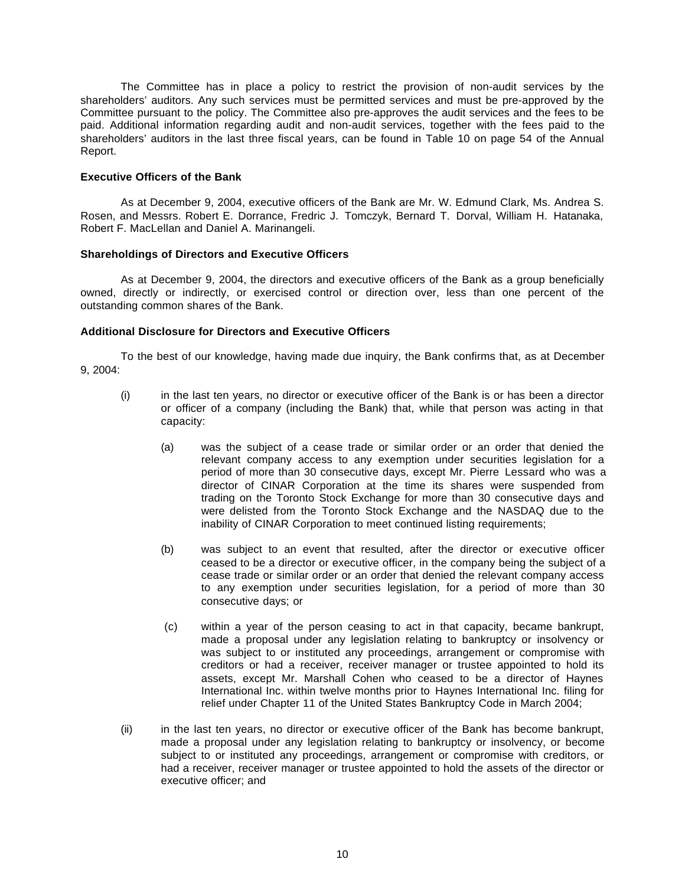The Committee has in place a policy to restrict the provision of non-audit services by the shareholders' auditors. Any such services must be permitted services and must be pre-approved by the Committee pursuant to the policy. The Committee also pre-approves the audit services and the fees to be paid. Additional information regarding audit and non-audit services, together with the fees paid to the shareholders' auditors in the last three fiscal years, can be found in Table 10 on page 54 of the Annual Report.

**Executive Officers of the Bank**

As at December 9, 2004, executive officers of the Bank are Mr. W. Edmund Clark, Ms. Andrea S. Rosen, and Messrs. Robert E. Dorrance, Fredric J. Tomczyk, Bernard T. Dorval, William H. Hatanaka, Robert F. MacLellan and Daniel A. Marinangeli.

**Shareholdings of Directors and Executive Officers**

As at December 9, 2004, the directors and executive officers of the Bank as a group beneficially owned, directly or indirectly, or exercised control or direction over, less than one percent of the outstanding common shares of the Bank.

**Additional Disclosure for Directors and Executive Officers**

To the best of our knowledge, having made due inquiry, the Bank confirms that, as at December 9, 2004:

(i) in the last ten years, no director or executive officer of the Bank is or has been a director or officer of a company (including the Bank) that, while that person was acting in that capacity:

   (a) was the subject of a cease trade or similar order or an order that denied the relevant company access to any exemption under securities legislation for a period of more than 30 consecutive days, except Mr. Pierre Lessard who was a director of CINAR Corporation at the time its shares were suspended from trading on the Toronto Stock Exchange for more than 30 consecutive days and were delisted from the Toronto Stock Exchange and the NASDAQ due to the inability of CINAR Corporation to meet continued listing requirements;

   (b) was subject to an event that resulted, after the director or executive officer ceased to be a director or executive officer, in the company being the subject of a cease trade or similar order or an order that denied the relevant company access to any exemption under securities legislation, for a period of more than 30 consecutive days; or

   (c) within a year of the person ceasing to act in that capacity, became bankrupt, made a proposal under any legislation relating to bankruptcy or insolvency or was subject to or instituted any proceedings, arrangement or compromise with creditors or had a receiver, receiver manager or trustee appointed to hold its assets, except Mr. Marshall Cohen who ceased to be a director of Haynes International Inc. within twelve months prior to Haynes International Inc. filing for relief under Chapter 11 of the United States Bankruptcy Code in March 2004;

(ii) in the last ten years, no director or executive officer of the Bank has become bankrupt, made a proposal under any legislation relating to bankruptcy or insolvency, or become subject to or instituted any proceedings, arrangement or compromise with creditors, or had a receiver, receiver manager or trustee appointed to hold the assets of the director or executive officer; and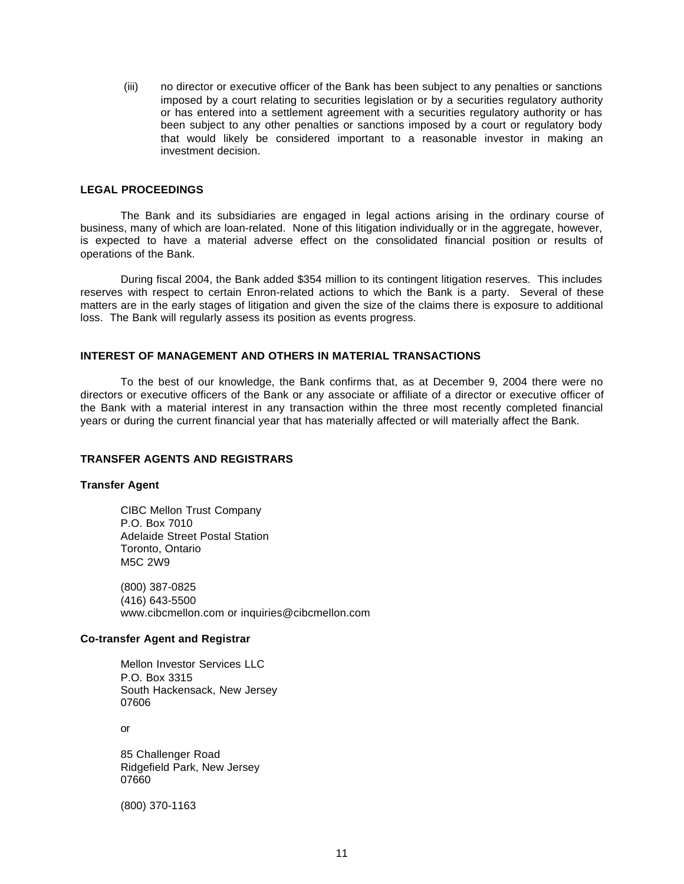(iii) no director or executive officer of the Bank has been subject to any penalties or sanctions imposed by a court relating to securities legislation or by a securities regulatory authority or has entered into a settlement agreement with a securities regulatory authority or has been subject to any other penalties or sanctions imposed by a court or regulatory body that would likely be considered important to a reasonable investor in making an investment decision.

## LEGAL PROCEEDINGS

The Bank and its subsidiaries are engaged in legal actions arising in the ordinary course of business, many of which are loan-related. None of this litigation individually or in the aggregate, however, is expected to have a material adverse effect on the consolidated financial position or results of operations of the Bank.

During fiscal 2004, the Bank added $354 million to its contingent litigation reserves. This includes reserves with respect to certain Enron-related actions to which the Bank is a party. Several of these matters are in the early stages of litigation and given the size of the claims there is exposure to additional loss. The Bank will regularly assess its position as events progress.

## INTEREST OF MANAGEMENT AND OTHERS IN MATERIAL TRANSACTIONS

To the best of our knowledge, the Bank confirms that, as at December 9, 2004 there were no directors or executive officers of the Bank or any associate or affiliate of a director or executive officer of the Bank with a material interest in any transaction within the three most recently completed financial years or during the current financial year that has materially affected or will materially affect the Bank.

## TRANSFER AGENTS AND REGISTRARS

### Transfer Agent

CIBC Mellon Trust Company
P.O. Box 7010
Adelaide Street Postal Station
Toronto, Ontario
M5C 2W9

(800) 387-0825
(416) 643-5500
www.cibcmellon.com or inquiries@cibcmellon.com

### Co-transfer Agent and Registrar

Mellon Investor Services LLC
P.O. Box 3315
South Hackensack, New Jersey
07606

or

85 Challenger Road
Ridgefield Park, New Jersey
07660

(800) 370-1163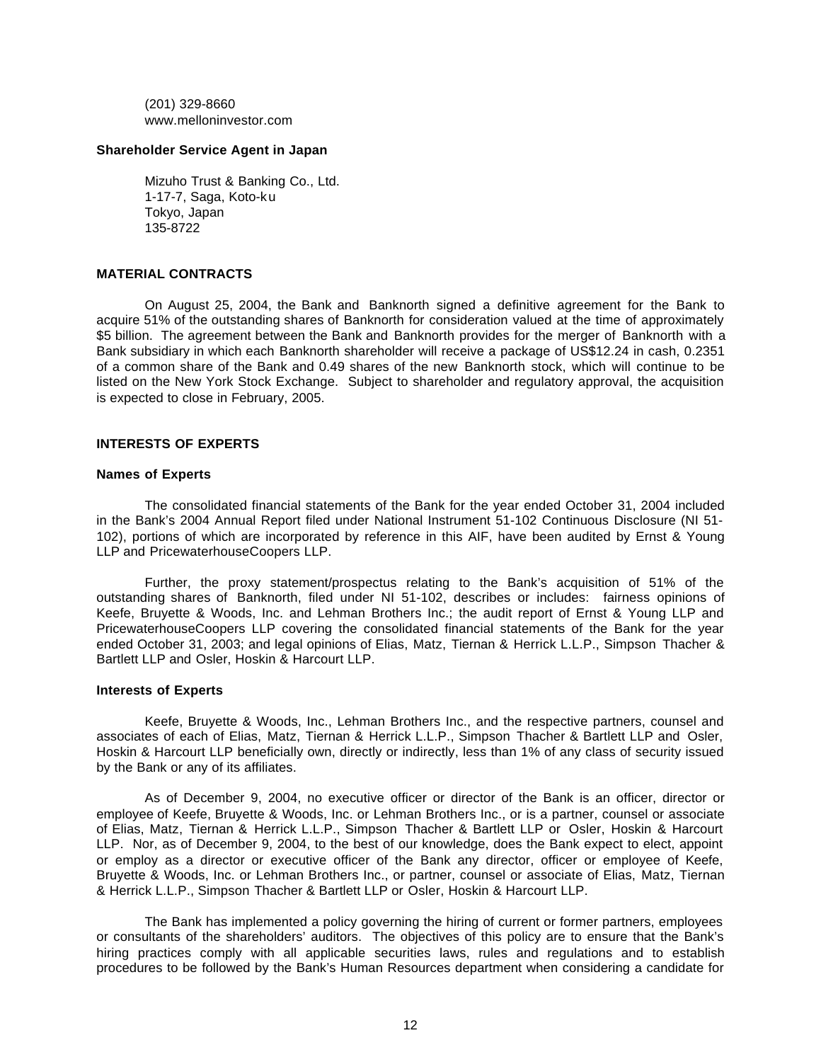(201) 329-8660
www.melloninvestor.com

**Shareholder Service Agent in Japan**

Mizuho Trust & Banking Co., Ltd.
1-17-7, Saga, Koto-ku
Tokyo, Japan
135-8722

## MATERIAL CONTRACTS

On August 25, 2004, the Bank and Banknorth signed a definitive agreement for the Bank to acquire 51% of the outstanding shares of Banknorth for consideration valued at the time of approximately $5 billion. The agreement between the Bank and Banknorth provides for the merger of Banknorth with a Bank subsidiary in which each Banknorth shareholder will receive a package of US$12.24 in cash, 0.2351 of a common share of the Bank and 0.49 shares of the new Banknorth stock, which will continue to be listed on the New York Stock Exchange. Subject to shareholder and regulatory approval, the acquisition is expected to close in February, 2005.

## INTERESTS OF EXPERTS

### Names of Experts

The consolidated financial statements of the Bank for the year ended October 31, 2004 included in the Bank's 2004 Annual Report filed under National Instrument 51-102 Continuous Disclosure (NI 51-102), portions of which are incorporated by reference in this AIF, have been audited by Ernst & Young LLP and PricewaterhouseCoopers LLP.

Further, the proxy statement/prospectus relating to the Bank's acquisition of 51% of the outstanding shares of Banknorth, filed under NI 51-102, describes or includes: fairness opinions of Keefe, Bruyette & Woods, Inc. and Lehman Brothers Inc.; the audit report of Ernst & Young LLP and PricewaterhouseCoopers LLP covering the consolidated financial statements of the Bank for the year ended October 31, 2003; and legal opinions of Elias, Matz, Tiernan & Herrick L.L.P., Simpson Thacher & Bartlett LLP and Osler, Hoskin & Harcourt LLP.

### Interests of Experts

Keefe, Bruyette & Woods, Inc., Lehman Brothers Inc., and the respective partners, counsel and associates of each of Elias, Matz, Tiernan & Herrick L.L.P., Simpson Thacher & Bartlett LLP and Osler, Hoskin & Harcourt LLP beneficially own, directly or indirectly, less than 1% of any class of security issued by the Bank or any of its affiliates.

As of December 9, 2004, no executive officer or director of the Bank is an officer, director or employee of Keefe, Bruyette & Woods, Inc. or Lehman Brothers Inc., or is a partner, counsel or associate of Elias, Matz, Tiernan & Herrick L.L.P., Simpson Thacher & Bartlett LLP or Osler, Hoskin & Harcourt LLP. Nor, as of December 9, 2004, to the best of our knowledge, does the Bank expect to elect, appoint or employ as a director or executive officer of the Bank any director, officer or employee of Keefe, Bruyette & Woods, Inc. or Lehman Brothers Inc., or partner, counsel or associate of Elias, Matz, Tiernan & Herrick L.L.P., Simpson Thacher & Bartlett LLP or Osler, Hoskin & Harcourt LLP.

The Bank has implemented a policy governing the hiring of current or former partners, employees or consultants of the shareholders' auditors. The objectives of this policy are to ensure that the Bank's hiring practices comply with all applicable securities laws, rules and regulations and to establish procedures to be followed by the Bank's Human Resources department when considering a candidate for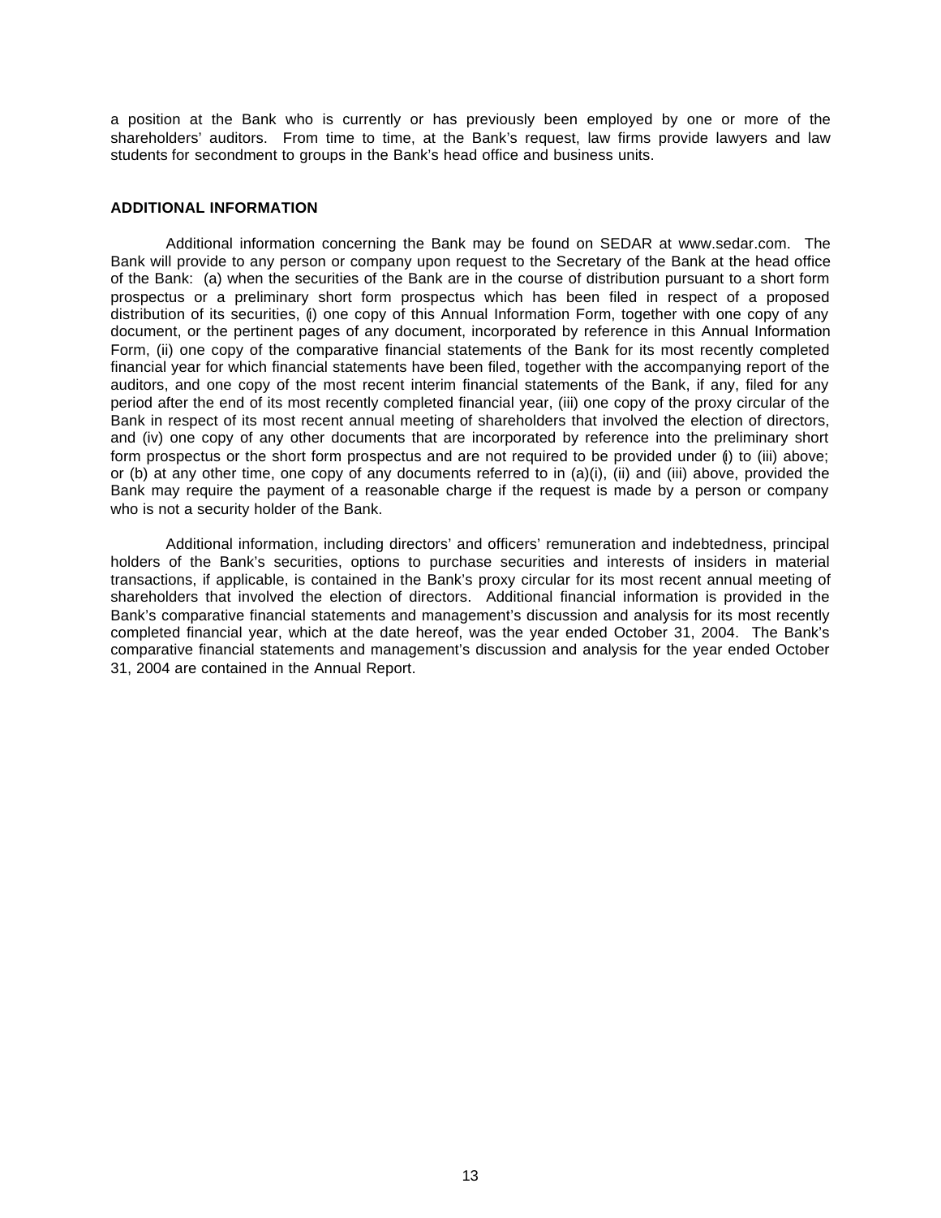a position at the Bank who is currently or has previously been employed by one or more of the shareholders' auditors. From time to time, at the Bank's request, law firms provide lawyers and law students for secondment to groups in the Bank's head office and business units.

## ADDITIONAL INFORMATION

Additional information concerning the Bank may be found on SEDAR at www.sedar.com. The Bank will provide to any person or company upon request to the Secretary of the Bank at the head office of the Bank: (a) when the securities of the Bank are in the course of distribution pursuant to a short form prospectus or a preliminary short form prospectus which has been filed in respect of a proposed distribution of its securities, (i) one copy of this Annual Information Form, together with one copy of any document, or the pertinent pages of any document, incorporated by reference in this Annual Information Form, (ii) one copy of the comparative financial statements of the Bank for its most recently completed financial year for which financial statements have been filed, together with the accompanying report of the auditors, and one copy of the most recent interim financial statements of the Bank, if any, filed for any period after the end of its most recently completed financial year, (iii) one copy of the proxy circular of the Bank in respect of its most recent annual meeting of shareholders that involved the election of directors, and (iv) one copy of any other documents that are incorporated by reference into the preliminary short form prospectus or the short form prospectus and are not required to be provided under (i) to (iii) above; or (b) at any other time, one copy of any documents referred to in (a)(i), (ii) and (iii) above, provided the Bank may require the payment of a reasonable charge if the request is made by a person or company who is not a security holder of the Bank.

Additional information, including directors' and officers' remuneration and indebtedness, principal holders of the Bank's securities, options to purchase securities and interests of insiders in material transactions, if applicable, is contained in the Bank's proxy circular for its most recent annual meeting of shareholders that involved the election of directors. Additional financial information is provided in the Bank's comparative financial statements and management's discussion and analysis for its most recently completed financial year, which at the date hereof, was the year ended October 31, 2004. The Bank's comparative financial statements and management's discussion and analysis for the year ended October 31, 2004 are contained in the Annual Report.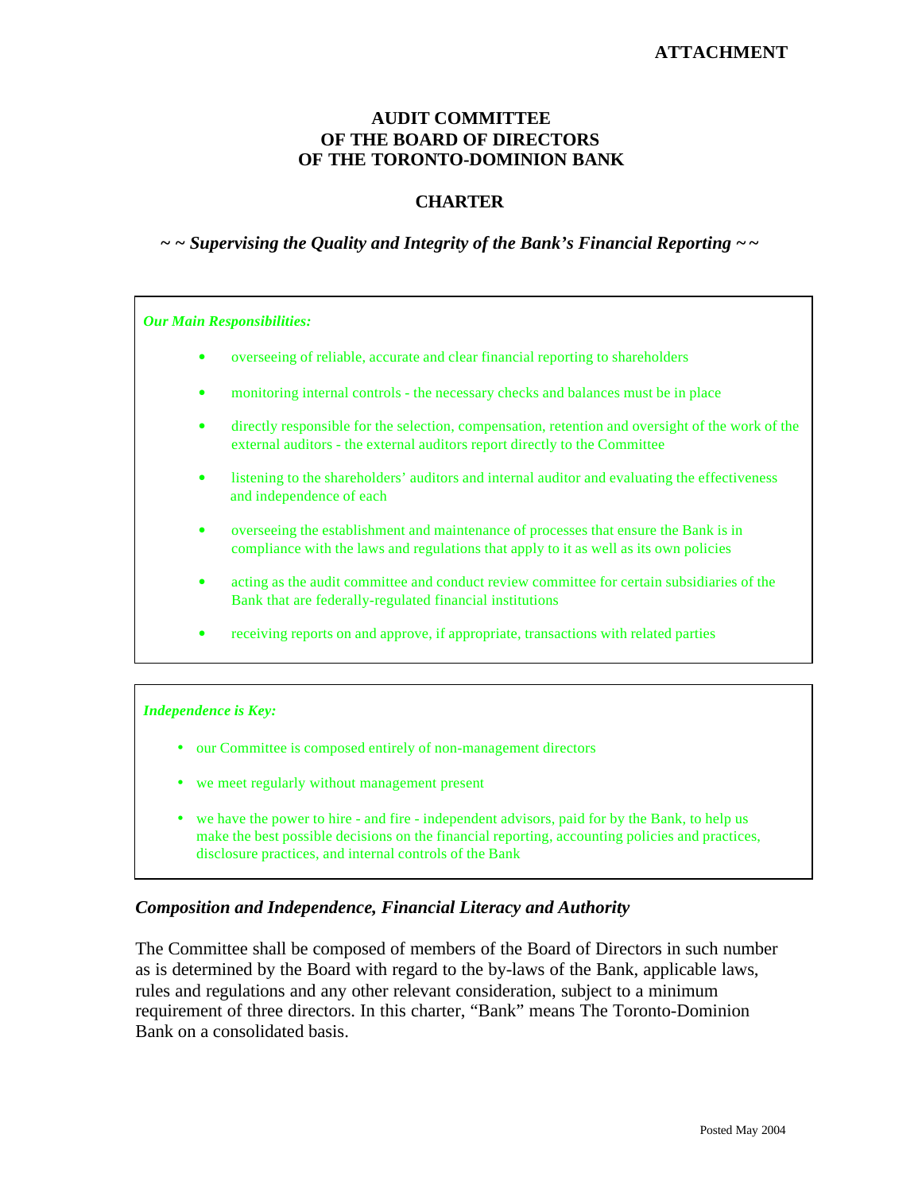**ATTACHMENT**

# AUDIT COMMITTEE
# OF THE BOARD OF DIRECTORS
# OF THE TORONTO-DOMINION BANK

## CHARTER

***~ ~ Supervising the Quality and Integrity of the Bank's Financial Reporting ~ ~***

***Our Main Responsibilities:***

- overseeing of reliable, accurate and clear financial reporting to shareholders
- monitoring internal controls - the necessary checks and balances must be in place
- directly responsible for the selection, compensation, retention and oversight of the work of the external auditors - the external auditors report directly to the Committee
- listening to the shareholders' auditors and internal auditor and evaluating the effectiveness and independence of each
- overseeing the establishment and maintenance of processes that ensure the Bank is in compliance with the laws and regulations that apply to it as well as its own policies
- acting as the audit committee and conduct review committee for certain subsidiaries of the Bank that are federally-regulated financial institutions
- receiving reports on and approve, if appropriate, transactions with related parties

***Independence is Key:***

- our Committee is composed entirely of non-management directors
- we meet regularly without management present
- we have the power to hire - and fire - independent advisors, paid for by the Bank, to help us make the best possible decisions on the financial reporting, accounting policies and practices, disclosure practices, and internal controls of the Bank

### *Composition and Independence, Financial Literacy and Authority*

The Committee shall be composed of members of the Board of Directors in such number as is determined by the Board with regard to the by-laws of the Bank, applicable laws, rules and regulations and any other relevant consideration, subject to a minimum requirement of three directors. In this charter, "Bank" means The Toronto-Dominion Bank on a consolidated basis.

Posted May 2004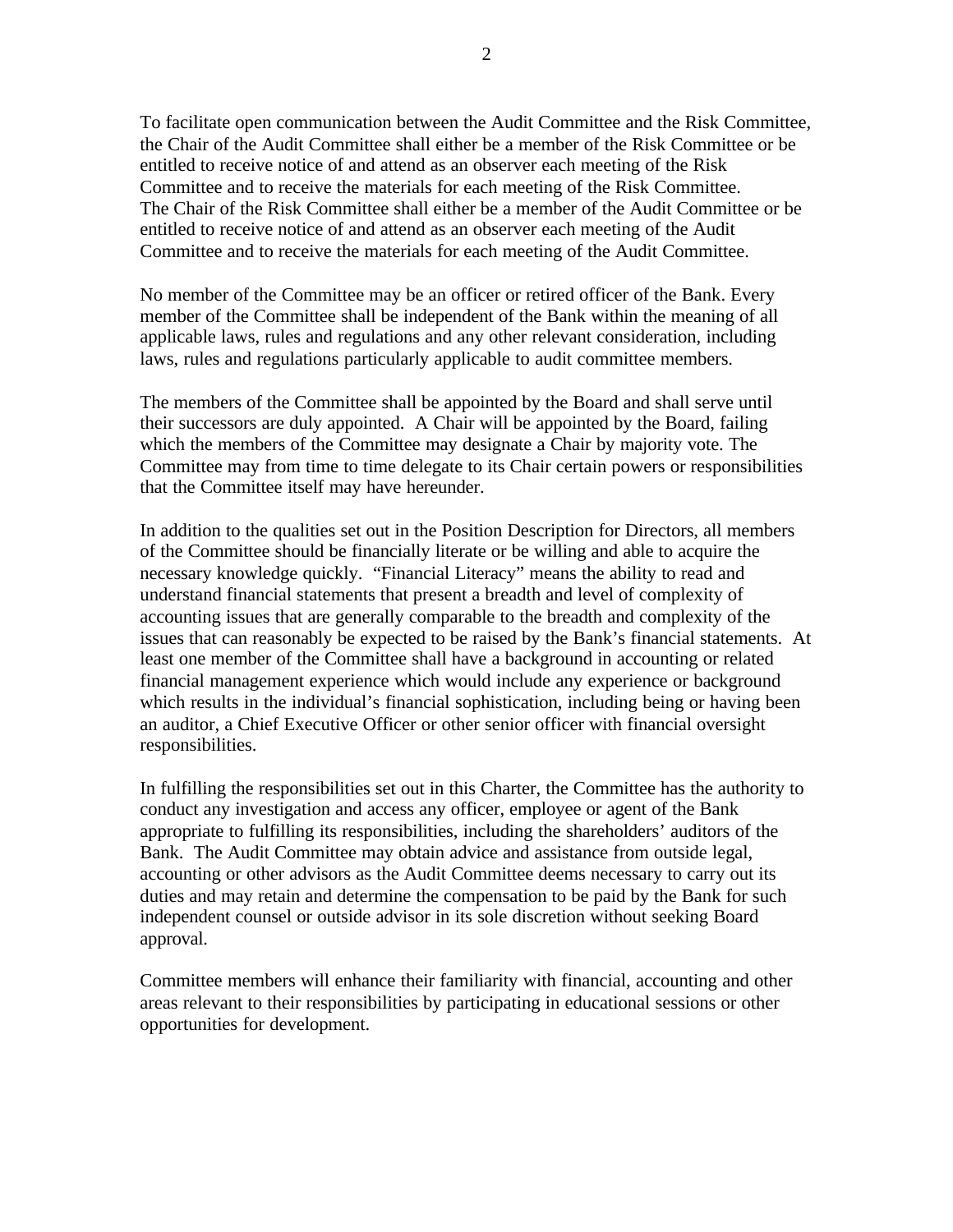To facilitate open communication between the Audit Committee and the Risk Committee, the Chair of the Audit Committee shall either be a member of the Risk Committee or be entitled to receive notice of and attend as an observer each meeting of the Risk Committee and to receive the materials for each meeting of the Risk Committee. The Chair of the Risk Committee shall either be a member of the Audit Committee or be entitled to receive notice of and attend as an observer each meeting of the Audit Committee and to receive the materials for each meeting of the Audit Committee.

No member of the Committee may be an officer or retired officer of the Bank. Every member of the Committee shall be independent of the Bank within the meaning of all applicable laws, rules and regulations and any other relevant consideration, including laws, rules and regulations particularly applicable to audit committee members.

The members of the Committee shall be appointed by the Board and shall serve until their successors are duly appointed. A Chair will be appointed by the Board, failing which the members of the Committee may designate a Chair by majority vote. The Committee may from time to time delegate to its Chair certain powers or responsibilities that the Committee itself may have hereunder.

In addition to the qualities set out in the Position Description for Directors, all members of the Committee should be financially literate or be willing and able to acquire the necessary knowledge quickly. "Financial Literacy" means the ability to read and understand financial statements that present a breadth and level of complexity of accounting issues that are generally comparable to the breadth and complexity of the issues that can reasonably be expected to be raised by the Bank's financial statements. At least one member of the Committee shall have a background in accounting or related financial management experience which would include any experience or background which results in the individual's financial sophistication, including being or having been an auditor, a Chief Executive Officer or other senior officer with financial oversight responsibilities.

In fulfilling the responsibilities set out in this Charter, the Committee has the authority to conduct any investigation and access any officer, employee or agent of the Bank appropriate to fulfilling its responsibilities, including the shareholders' auditors of the Bank. The Audit Committee may obtain advice and assistance from outside legal, accounting or other advisors as the Audit Committee deems necessary to carry out its duties and may retain and determine the compensation to be paid by the Bank for such independent counsel or outside advisor in its sole discretion without seeking Board approval.

Committee members will enhance their familiarity with financial, accounting and other areas relevant to their responsibilities by participating in educational sessions or other opportunities for development.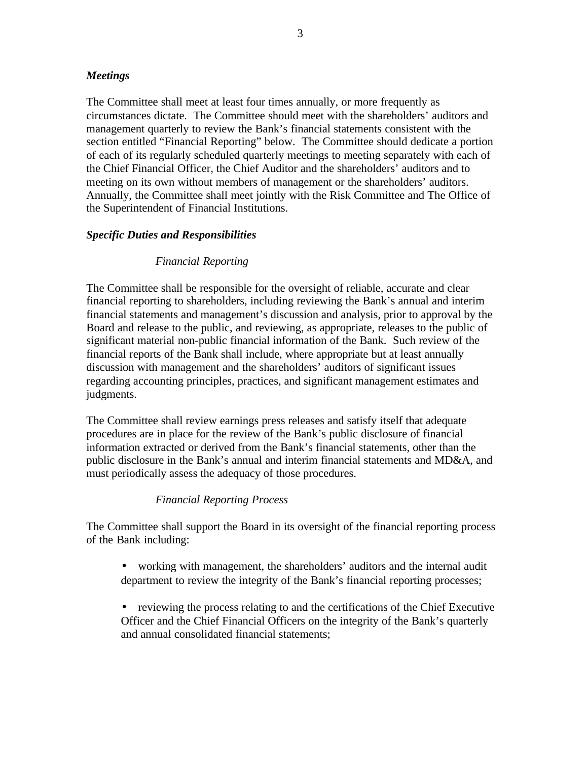### *Meetings*

The Committee shall meet at least four times annually, or more frequently as circumstances dictate. The Committee should meet with the shareholders' auditors and management quarterly to review the Bank's financial statements consistent with the section entitled "Financial Reporting" below. The Committee should dedicate a portion of each of its regularly scheduled quarterly meetings to meeting separately with each of the Chief Financial Officer, the Chief Auditor and the shareholders' auditors and to meeting on its own without members of management or the shareholders' auditors. Annually, the Committee shall meet jointly with the Risk Committee and The Office of the Superintendent of Financial Institutions.

### *Specific Duties and Responsibilities*

#### *Financial Reporting*

The Committee shall be responsible for the oversight of reliable, accurate and clear financial reporting to shareholders, including reviewing the Bank's annual and interim financial statements and management's discussion and analysis, prior to approval by the Board and release to the public, and reviewing, as appropriate, releases to the public of significant material non-public financial information of the Bank. Such review of the financial reports of the Bank shall include, where appropriate but at least annually discussion with management and the shareholders' auditors of significant issues regarding accounting principles, practices, and significant management estimates and judgments.

The Committee shall review earnings press releases and satisfy itself that adequate procedures are in place for the review of the Bank's public disclosure of financial information extracted or derived from the Bank's financial statements, other than the public disclosure in the Bank's annual and interim financial statements and MD&A, and must periodically assess the adequacy of those procedures.

#### *Financial Reporting Process*

The Committee shall support the Board in its oversight of the financial reporting process of the Bank including:

- working with management, the shareholders' auditors and the internal audit department to review the integrity of the Bank's financial reporting processes;

- reviewing the process relating to and the certifications of the Chief Executive Officer and the Chief Financial Officers on the integrity of the Bank's quarterly and annual consolidated financial statements;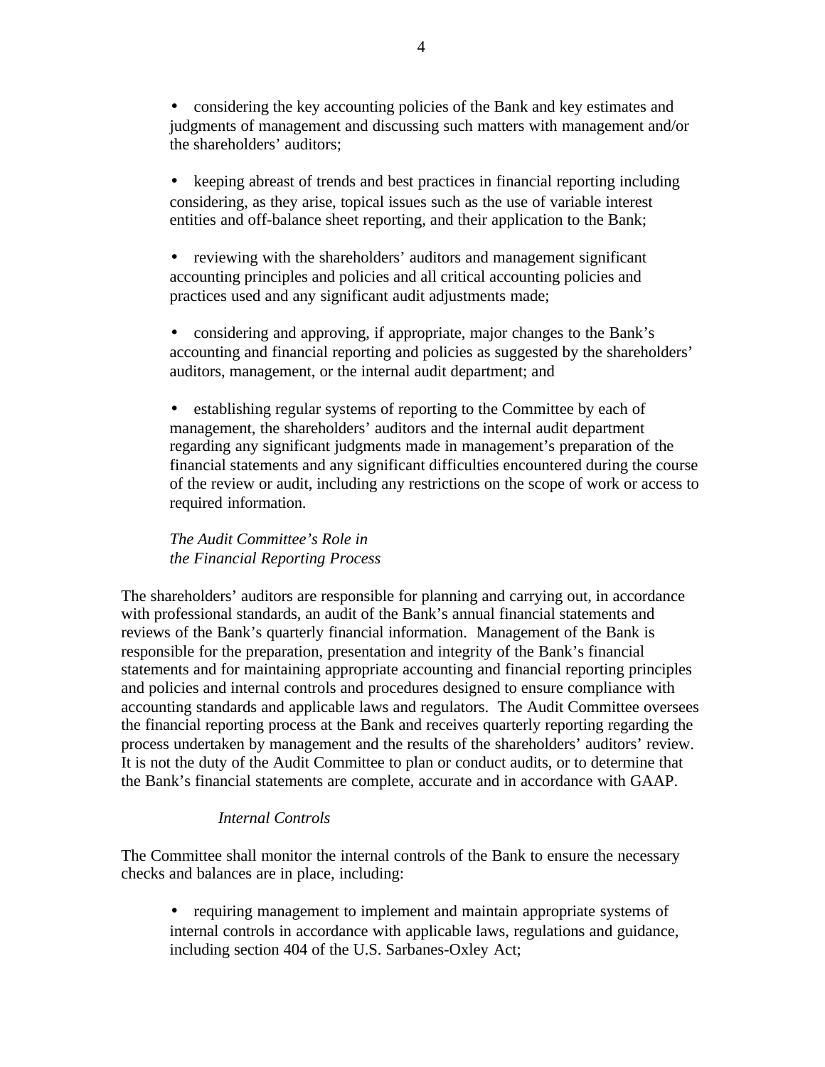- considering the key accounting policies of the Bank and key estimates and judgments of management and discussing such matters with management and/or the shareholders' auditors;

- keeping abreast of trends and best practices in financial reporting including considering, as they arise, topical issues such as the use of variable interest entities and off-balance sheet reporting, and their application to the Bank;

- reviewing with the shareholders' auditors and management significant accounting principles and policies and all critical accounting policies and practices used and any significant audit adjustments made;

- considering and approving, if appropriate, major changes to the Bank's accounting and financial reporting and policies as suggested by the shareholders' auditors, management, or the internal audit department; and

- establishing regular systems of reporting to the Committee by each of management, the shareholders' auditors and the internal audit department regarding any significant judgments made in management's preparation of the financial statements and any significant difficulties encountered during the course of the review or audit, including any restrictions on the scope of work or access to required information.

*The Audit Committee's Role in the Financial Reporting Process*

The shareholders' auditors are responsible for planning and carrying out, in accordance with professional standards, an audit of the Bank's annual financial statements and reviews of the Bank's quarterly financial information. Management of the Bank is responsible for the preparation, presentation and integrity of the Bank's financial statements and for maintaining appropriate accounting and financial reporting principles and policies and internal controls and procedures designed to ensure compliance with accounting standards and applicable laws and regulators. The Audit Committee oversees the financial reporting process at the Bank and receives quarterly reporting regarding the process undertaken by management and the results of the shareholders' auditors' review. It is not the duty of the Audit Committee to plan or conduct audits, or to determine that the Bank's financial statements are complete, accurate and in accordance with GAAP.

*Internal Controls*

The Committee shall monitor the internal controls of the Bank to ensure the necessary checks and balances are in place, including:

- requiring management to implement and maintain appropriate systems of internal controls in accordance with applicable laws, regulations and guidance, including section 404 of the U.S. Sarbanes-Oxley Act;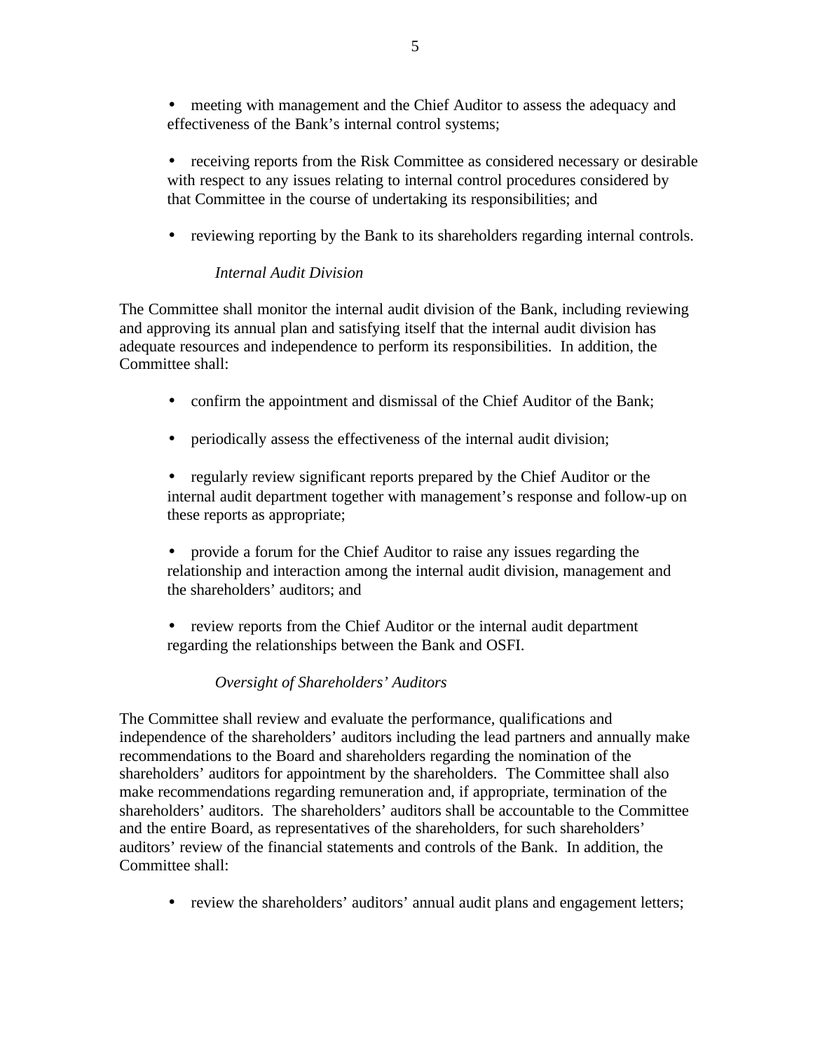- meeting with management and the Chief Auditor to assess the adequacy and effectiveness of the Bank's internal control systems;

- receiving reports from the Risk Committee as considered necessary or desirable with respect to any issues relating to internal control procedures considered by that Committee in the course of undertaking its responsibilities; and

- reviewing reporting by the Bank to its shareholders regarding internal controls.

*Internal Audit Division*

The Committee shall monitor the internal audit division of the Bank, including reviewing and approving its annual plan and satisfying itself that the internal audit division has adequate resources and independence to perform its responsibilities. In addition, the Committee shall:

- confirm the appointment and dismissal of the Chief Auditor of the Bank;

- periodically assess the effectiveness of the internal audit division;

- regularly review significant reports prepared by the Chief Auditor or the internal audit department together with management's response and follow-up on these reports as appropriate;

- provide a forum for the Chief Auditor to raise any issues regarding the relationship and interaction among the internal audit division, management and the shareholders' auditors; and

- review reports from the Chief Auditor or the internal audit department regarding the relationships between the Bank and OSFI.

*Oversight of Shareholders' Auditors*

The Committee shall review and evaluate the performance, qualifications and independence of the shareholders' auditors including the lead partners and annually make recommendations to the Board and shareholders regarding the nomination of the shareholders' auditors for appointment by the shareholders. The Committee shall also make recommendations regarding remuneration and, if appropriate, termination of the shareholders' auditors. The shareholders' auditors shall be accountable to the Committee and the entire Board, as representatives of the shareholders, for such shareholders' auditors' review of the financial statements and controls of the Bank. In addition, the Committee shall:

- review the shareholders' auditors' annual audit plans and engagement letters;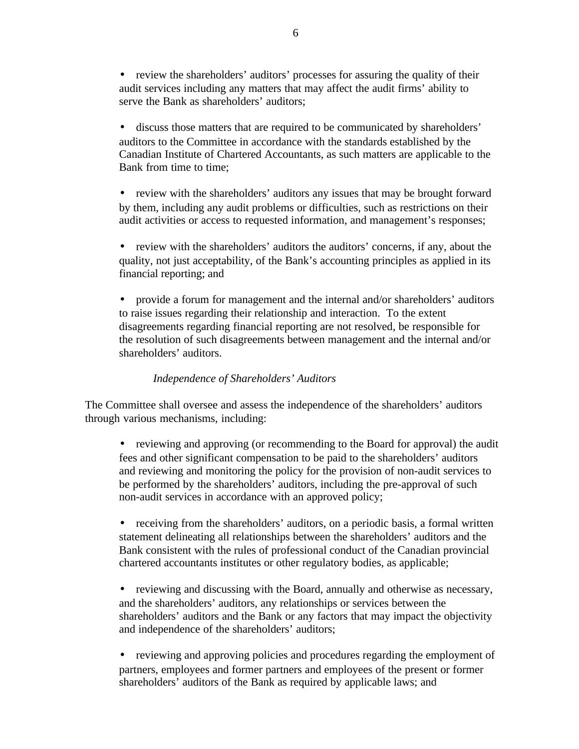- review the shareholders' auditors' processes for assuring the quality of their audit services including any matters that may affect the audit firms' ability to serve the Bank as shareholders' auditors;

- discuss those matters that are required to be communicated by shareholders' auditors to the Committee in accordance with the standards established by the Canadian Institute of Chartered Accountants, as such matters are applicable to the Bank from time to time;

- review with the shareholders' auditors any issues that may be brought forward by them, including any audit problems or difficulties, such as restrictions on their audit activities or access to requested information, and management's responses;

- review with the shareholders' auditors the auditors' concerns, if any, about the quality, not just acceptability, of the Bank's accounting principles as applied in its financial reporting; and

- provide a forum for management and the internal and/or shareholders' auditors to raise issues regarding their relationship and interaction. To the extent disagreements regarding financial reporting are not resolved, be responsible for the resolution of such disagreements between management and the internal and/or shareholders' auditors.

*Independence of Shareholders' Auditors*

The Committee shall oversee and assess the independence of the shareholders' auditors through various mechanisms, including:

- reviewing and approving (or recommending to the Board for approval) the audit fees and other significant compensation to be paid to the shareholders' auditors and reviewing and monitoring the policy for the provision of non-audit services to be performed by the shareholders' auditors, including the pre-approval of such non-audit services in accordance with an approved policy;

- receiving from the shareholders' auditors, on a periodic basis, a formal written statement delineating all relationships between the shareholders' auditors and the Bank consistent with the rules of professional conduct of the Canadian provincial chartered accountants institutes or other regulatory bodies, as applicable;

- reviewing and discussing with the Board, annually and otherwise as necessary, and the shareholders' auditors, any relationships or services between the shareholders' auditors and the Bank or any factors that may impact the objectivity and independence of the shareholders' auditors;

- reviewing and approving policies and procedures regarding the employment of partners, employees and former partners and employees of the present or former shareholders' auditors of the Bank as required by applicable laws; and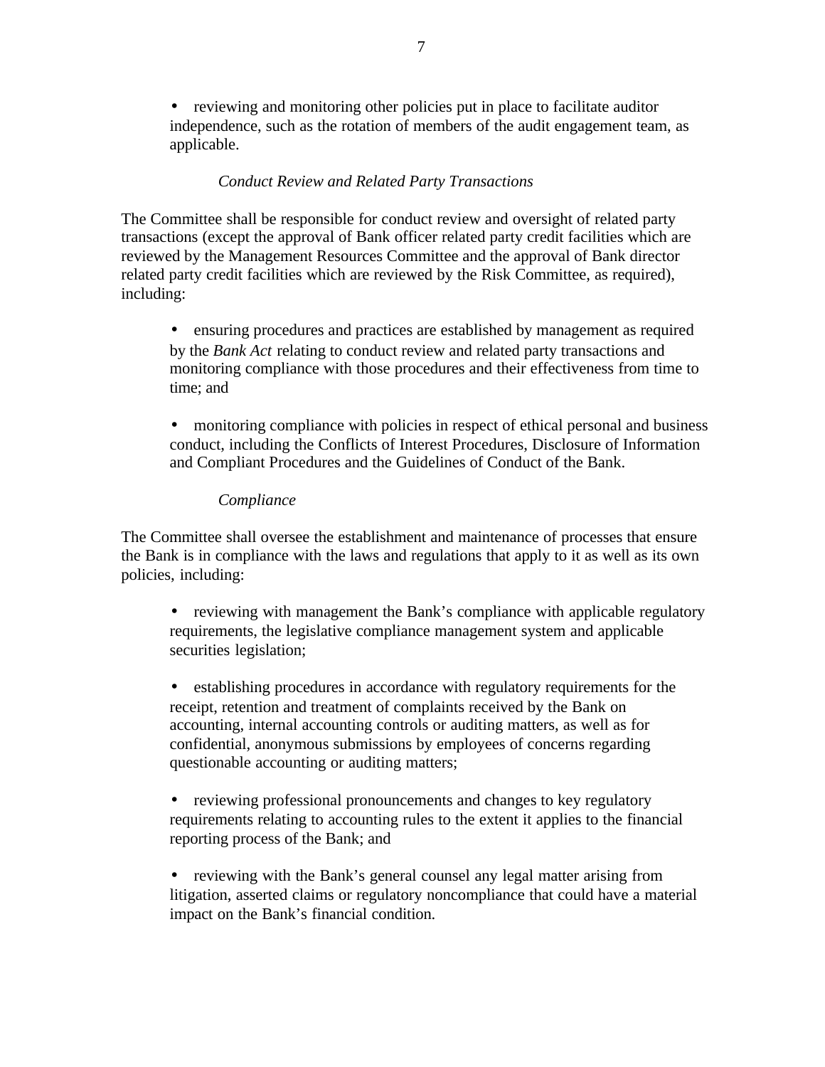- reviewing and monitoring other policies put in place to facilitate auditor independence, such as the rotation of members of the audit engagement team, as applicable.

*Conduct Review and Related Party Transactions*

The Committee shall be responsible for conduct review and oversight of related party transactions (except the approval of Bank officer related party credit facilities which are reviewed by the Management Resources Committee and the approval of Bank director related party credit facilities which are reviewed by the Risk Committee, as required), including:

- ensuring procedures and practices are established by management as required by the *Bank Act* relating to conduct review and related party transactions and monitoring compliance with those procedures and their effectiveness from time to time; and

- monitoring compliance with policies in respect of ethical personal and business conduct, including the Conflicts of Interest Procedures, Disclosure of Information and Compliant Procedures and the Guidelines of Conduct of the Bank.

*Compliance*

The Committee shall oversee the establishment and maintenance of processes that ensure the Bank is in compliance with the laws and regulations that apply to it as well as its own policies, including:

- reviewing with management the Bank's compliance with applicable regulatory requirements, the legislative compliance management system and applicable securities legislation;

- establishing procedures in accordance with regulatory requirements for the receipt, retention and treatment of complaints received by the Bank on accounting, internal accounting controls or auditing matters, as well as for confidential, anonymous submissions by employees of concerns regarding questionable accounting or auditing matters;

- reviewing professional pronouncements and changes to key regulatory requirements relating to accounting rules to the extent it applies to the financial reporting process of the Bank; and

- reviewing with the Bank's general counsel any legal matter arising from litigation, asserted claims or regulatory noncompliance that could have a material impact on the Bank's financial condition.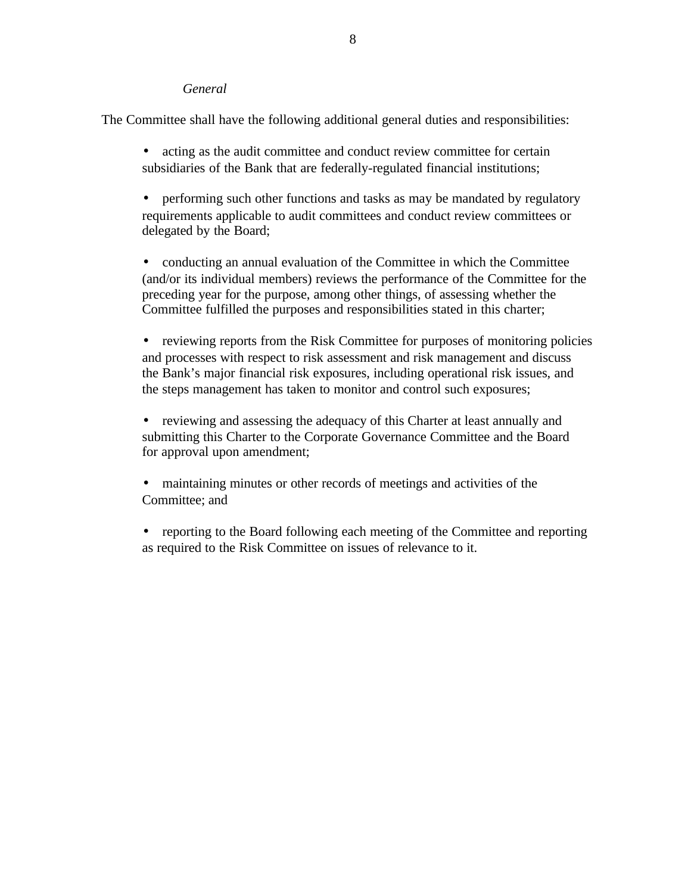*General*

The Committee shall have the following additional general duties and responsibilities:

- acting as the audit committee and conduct review committee for certain subsidiaries of the Bank that are federally-regulated financial institutions;
- performing such other functions and tasks as may be mandated by regulatory requirements applicable to audit committees and conduct review committees or delegated by the Board;
- conducting an annual evaluation of the Committee in which the Committee (and/or its individual members) reviews the performance of the Committee for the preceding year for the purpose, among other things, of assessing whether the Committee fulfilled the purposes and responsibilities stated in this charter;
- reviewing reports from the Risk Committee for purposes of monitoring policies and processes with respect to risk assessment and risk management and discuss the Bank's major financial risk exposures, including operational risk issues, and the steps management has taken to monitor and control such exposures;
- reviewing and assessing the adequacy of this Charter at least annually and submitting this Charter to the Corporate Governance Committee and the Board for approval upon amendment;
- maintaining minutes or other records of meetings and activities of the Committee; and
- reporting to the Board following each meeting of the Committee and reporting as required to the Risk Committee on issues of relevance to it.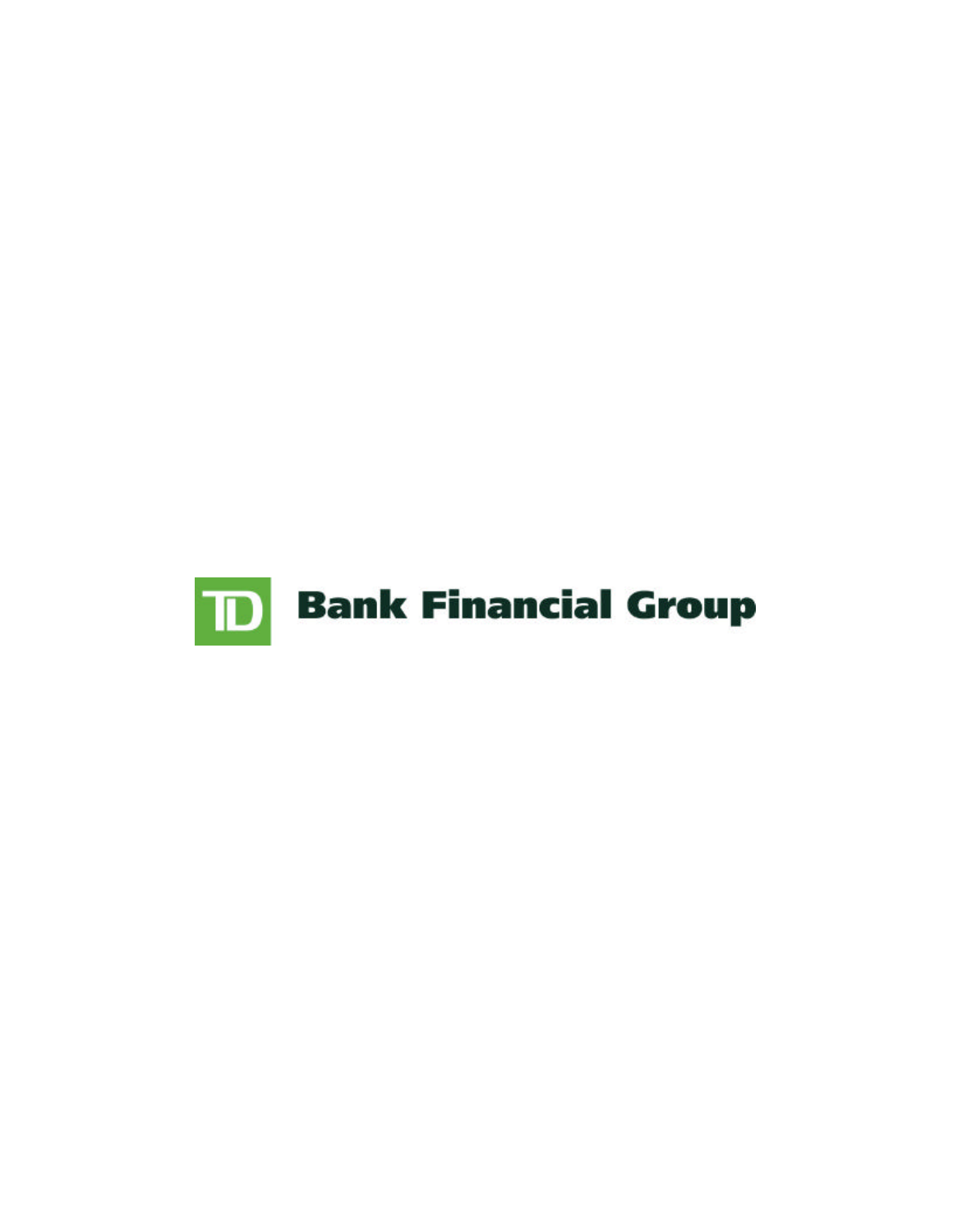TD Bank Financial Group